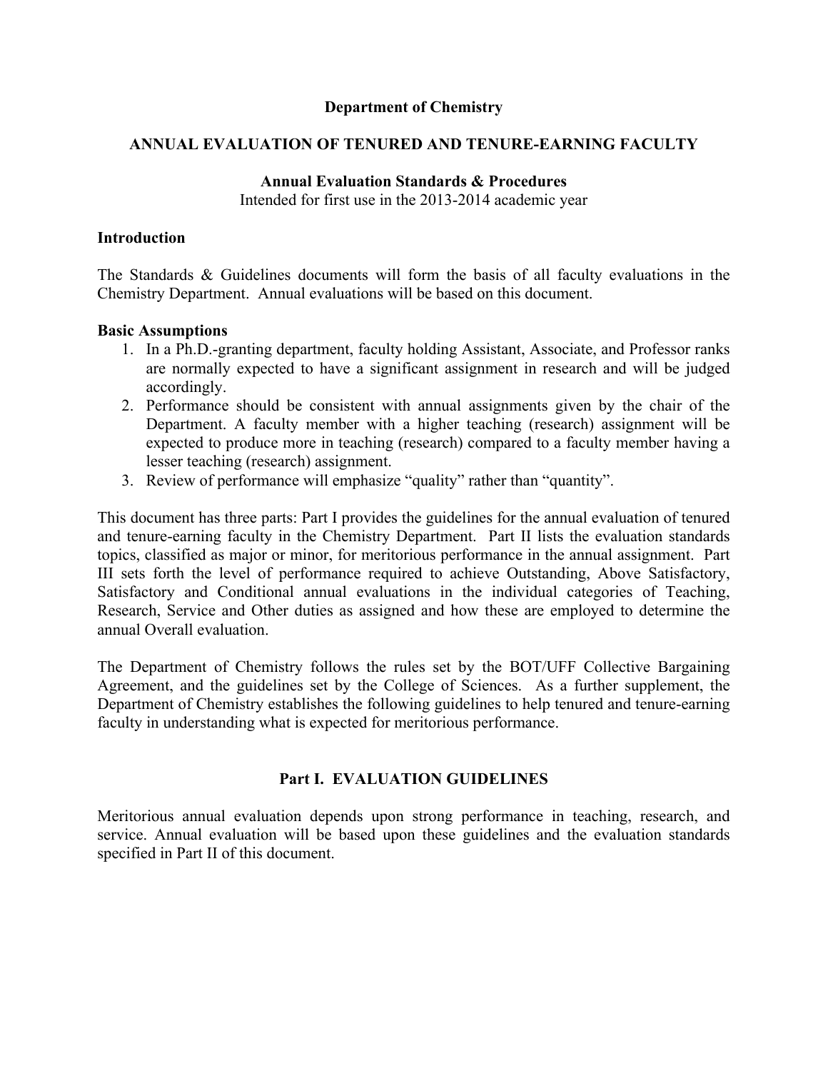# Department of Chemistry

## ANNUAL EVALUATION OF TENURED AND TENURE-EARNING FACULTY

### Annual Evaluation Standards & Procedures

Intended for first use in the 2013-2014 academic year

**Introduction**

The Standards & Guidelines documents will form the basis of all faculty evaluations in the Chemistry Department. Annual evaluations will be based on this document.

**Basic Assumptions**

1. In a Ph.D.-granting department, faculty holding Assistant, Associate, and Professor ranks are normally expected to have a significant assignment in research and will be judged accordingly.
2. Performance should be consistent with annual assignments given by the chair of the Department. A faculty member with a higher teaching (research) assignment will be expected to produce more in teaching (research) compared to a faculty member having a lesser teaching (research) assignment.
3. Review of performance will emphasize "quality" rather than "quantity".

This document has three parts: Part I provides the guidelines for the annual evaluation of tenured and tenure-earning faculty in the Chemistry Department. Part II lists the evaluation standards topics, classified as major or minor, for meritorious performance in the annual assignment. Part III sets forth the level of performance required to achieve Outstanding, Above Satisfactory, Satisfactory and Conditional annual evaluations in the individual categories of Teaching, Research, Service and Other duties as assigned and how these are employed to determine the annual Overall evaluation.

The Department of Chemistry follows the rules set by the BOT/UFF Collective Bargaining Agreement, and the guidelines set by the College of Sciences. As a further supplement, the Department of Chemistry establishes the following guidelines to help tenured and tenure-earning faculty in understanding what is expected for meritorious performance.

## Part I. EVALUATION GUIDELINES

Meritorious annual evaluation depends upon strong performance in teaching, research, and service. Annual evaluation will be based upon these guidelines and the evaluation standards specified in Part II of this document.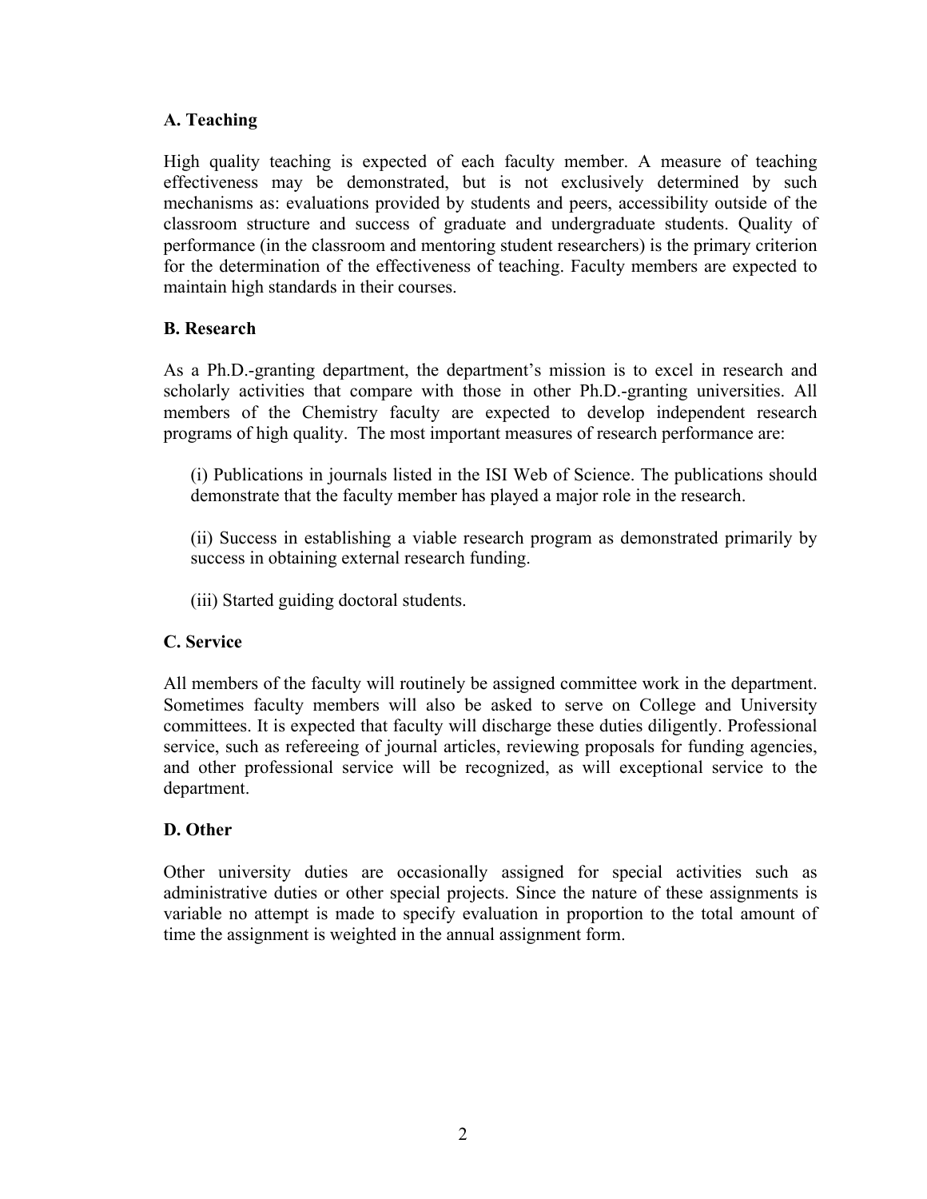**A. Teaching**

High quality teaching is expected of each faculty member. A measure of teaching effectiveness may be demonstrated, but is not exclusively determined by such mechanisms as: evaluations provided by students and peers, accessibility outside of the classroom structure and success of graduate and undergraduate students. Quality of performance (in the classroom and mentoring student researchers) is the primary criterion for the determination of the effectiveness of teaching. Faculty members are expected to maintain high standards in their courses.

**B. Research**

As a Ph.D.-granting department, the department's mission is to excel in research and scholarly activities that compare with those in other Ph.D.-granting universities. All members of the Chemistry faculty are expected to develop independent research programs of high quality. The most important measures of research performance are:

(i) Publications in journals listed in the ISI Web of Science. The publications should demonstrate that the faculty member has played a major role in the research.

(ii) Success in establishing a viable research program as demonstrated primarily by success in obtaining external research funding.

(iii) Started guiding doctoral students.

**C. Service**

All members of the faculty will routinely be assigned committee work in the department. Sometimes faculty members will also be asked to serve on College and University committees. It is expected that faculty will discharge these duties diligently. Professional service, such as refereeing of journal articles, reviewing proposals for funding agencies, and other professional service will be recognized, as will exceptional service to the department.

**D. Other**

Other university duties are occasionally assigned for special activities such as administrative duties or other special projects. Since the nature of these assignments is variable no attempt is made to specify evaluation in proportion to the total amount of time the assignment is weighted in the annual assignment form.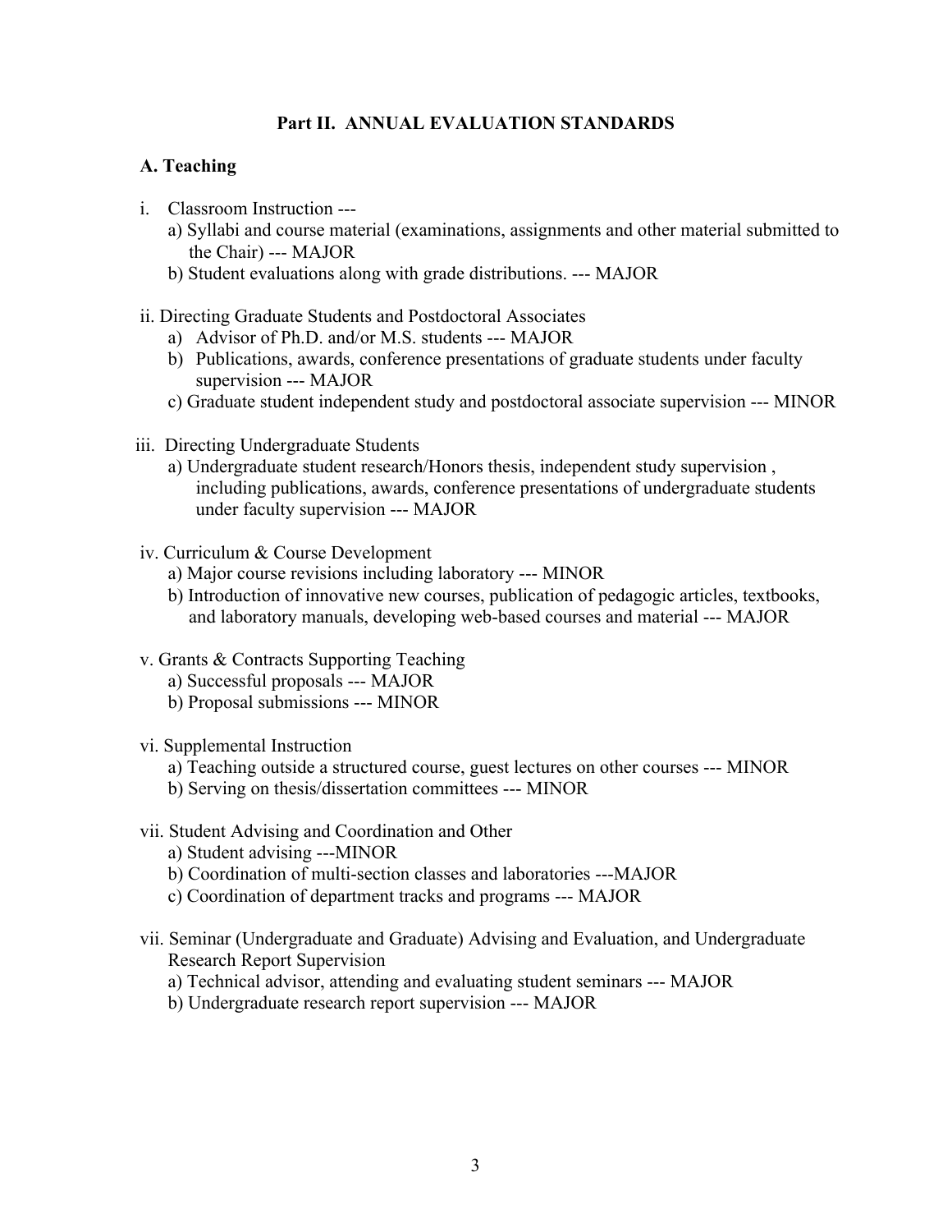## Part II. ANNUAL EVALUATION STANDARDS

### A. Teaching

i. Classroom Instruction ---
   a) Syllabi and course material (examinations, assignments and other material submitted to the Chair) --- MAJOR
   b) Student evaluations along with grade distributions. --- MAJOR

ii. Directing Graduate Students and Postdoctoral Associates
   a) Advisor of Ph.D. and/or M.S. students --- MAJOR
   b) Publications, awards, conference presentations of graduate students under faculty supervision --- MAJOR
   c) Graduate student independent study and postdoctoral associate supervision --- MINOR

iii. Directing Undergraduate Students
   a) Undergraduate student research/Honors thesis, independent study supervision , including publications, awards, conference presentations of undergraduate students under faculty supervision --- MAJOR

iv. Curriculum & Course Development
   a) Major course revisions including laboratory --- MINOR
   b) Introduction of innovative new courses, publication of pedagogic articles, textbooks, and laboratory manuals, developing web-based courses and material --- MAJOR

v. Grants & Contracts Supporting Teaching
   a) Successful proposals --- MAJOR
   b) Proposal submissions --- MINOR

vi. Supplemental Instruction
   a) Teaching outside a structured course, guest lectures on other courses --- MINOR
   b) Serving on thesis/dissertation committees --- MINOR

vii. Student Advising and Coordination and Other
   a) Student advising ---MINOR
   b) Coordination of multi-section classes and laboratories ---MAJOR
   c) Coordination of department tracks and programs --- MAJOR

vii. Seminar (Undergraduate and Graduate) Advising and Evaluation, and Undergraduate Research Report Supervision
   a) Technical advisor, attending and evaluating student seminars --- MAJOR
   b) Undergraduate research report supervision --- MAJOR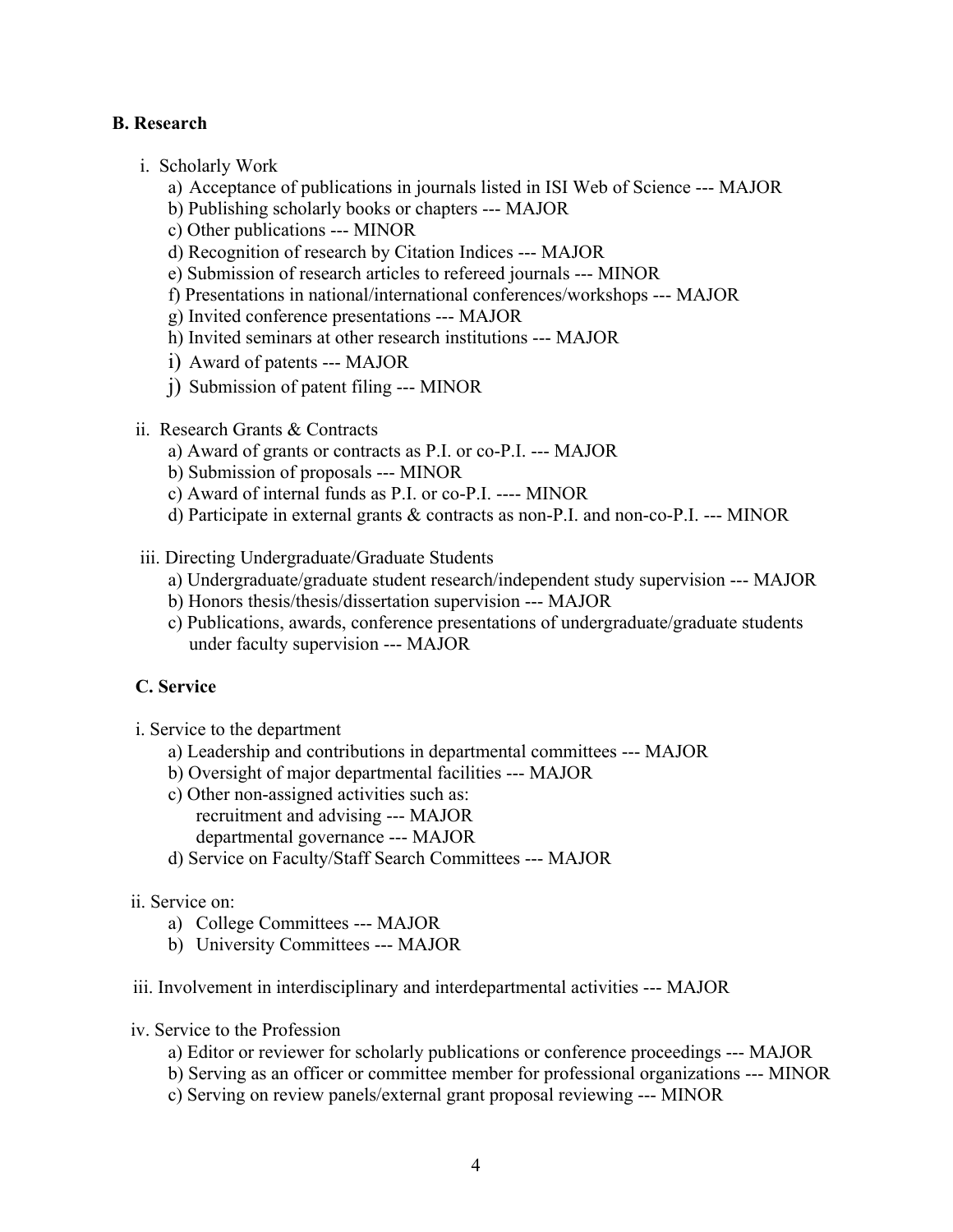**B. Research**

i. Scholarly Work

a) Acceptance of publications in journals listed in ISI Web of Science --- MAJOR
b) Publishing scholarly books or chapters --- MAJOR
c) Other publications --- MINOR
d) Recognition of research by Citation Indices --- MAJOR
e) Submission of research articles to refereed journals --- MINOR
f) Presentations in national/international conferences/workshops --- MAJOR
g) Invited conference presentations --- MAJOR
h) Invited seminars at other research institutions --- MAJOR
i) Award of patents --- MAJOR
j) Submission of patent filing --- MINOR

ii. Research Grants & Contracts

a) Award of grants or contracts as P.I. or co-P.I. --- MAJOR
b) Submission of proposals --- MINOR
c) Award of internal funds as P.I. or co-P.I. ---- MINOR
d) Participate in external grants & contracts as non-P.I. and non-co-P.I. --- MINOR

iii. Directing Undergraduate/Graduate Students

a) Undergraduate/graduate student research/independent study supervision --- MAJOR
b) Honors thesis/thesis/dissertation supervision --- MAJOR
c) Publications, awards, conference presentations of undergraduate/graduate students under faculty supervision --- MAJOR

**C. Service**

i. Service to the department

a) Leadership and contributions in departmental committees --- MAJOR
b) Oversight of major departmental facilities --- MAJOR
c) Other non-assigned activities such as:
   recruitment and advising --- MAJOR
   departmental governance --- MAJOR
d) Service on Faculty/Staff Search Committees --- MAJOR

ii. Service on:

a) College Committees --- MAJOR
b) University Committees --- MAJOR

iii. Involvement in interdisciplinary and interdepartmental activities --- MAJOR

iv. Service to the Profession

a) Editor or reviewer for scholarly publications or conference proceedings --- MAJOR
b) Serving as an officer or committee member for professional organizations --- MINOR
c) Serving on review panels/external grant proposal reviewing --- MINOR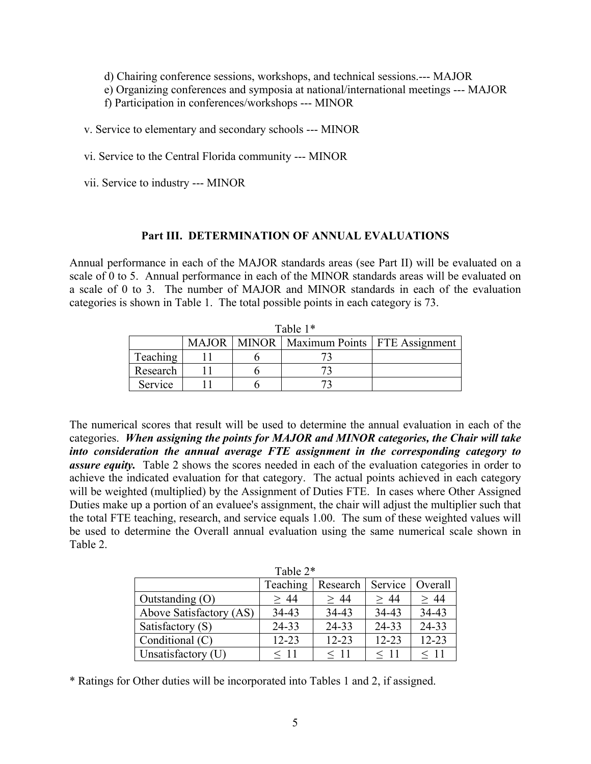d) Chairing conference sessions, workshops, and technical sessions.--- MAJOR
e) Organizing conferences and symposia at national/international meetings --- MAJOR
f) Participation in conferences/workshops --- MINOR

v. Service to elementary and secondary schools --- MINOR

vi. Service to the Central Florida community --- MINOR

vii. Service to industry --- MINOR

### Part III. DETERMINATION OF ANNUAL EVALUATIONS

Annual performance in each of the MAJOR standards areas (see Part II) will be evaluated on a scale of 0 to 5. Annual performance in each of the MINOR standards areas will be evaluated on a scale of 0 to 3. The number of MAJOR and MINOR standards in each of the evaluation categories is shown in Table 1. The total possible points in each category is 73.

Table 1*

| | MAJOR | MINOR | Maximum Points | FTE Assignment |
|---|---|---|---|---|
| Teaching | 11 | 6 | 73 | |
| Research | 11 | 6 | 73 | |
| Service | 11 | 6 | 73 | |

The numerical scores that result will be used to determine the annual evaluation in each of the categories. ***When assigning the points for MAJOR and MINOR categories, the Chair will take into consideration the annual average FTE assignment in the corresponding category to assure equity.*** Table 2 shows the scores needed in each of the evaluation categories in order to achieve the indicated evaluation for that category. The actual points achieved in each category will be weighted (multiplied) by the Assignment of Duties FTE. In cases where Other Assigned Duties make up a portion of an evaluee's assignment, the chair will adjust the multiplier such that the total FTE teaching, research, and service equals 1.00. The sum of these weighted values will be used to determine the Overall annual evaluation using the same numerical scale shown in Table 2.

Table 2*

| | Teaching | Research | Service | Overall |
|---|---|---|---|---|
| Outstanding (O) | $\geq$ 44 | $\geq$ 44 | $\geq$ 44 | $\geq$ 44 |
| Above Satisfactory (AS) | 34-43 | 34-43 | 34-43 | 34-43 |
| Satisfactory (S) | 24-33 | 24-33 | 24-33 | 24-33 |
| Conditional (C) | 12-23 | 12-23 | 12-23 | 12-23 |
| Unsatisfactory (U) | $\leq$ 11 | $\leq$ 11 | $\leq$ 11 | $\leq$ 11 |

* Ratings for Other duties will be incorporated into Tables 1 and 2, if assigned.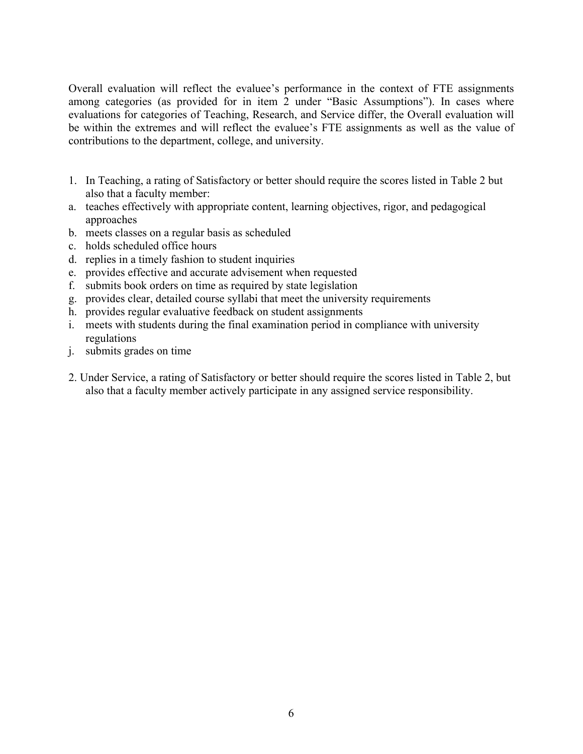Overall evaluation will reflect the evaluee's performance in the context of FTE assignments among categories (as provided for in item 2 under "Basic Assumptions"). In cases where evaluations for categories of Teaching, Research, and Service differ, the Overall evaluation will be within the extremes and will reflect the evaluee's FTE assignments as well as the value of contributions to the department, college, and university.

1. In Teaching, a rating of Satisfactory or better should require the scores listed in Table 2 but also that a faculty member:
   a. teaches effectively with appropriate content, learning objectives, rigor, and pedagogical approaches
   b. meets classes on a regular basis as scheduled
   c. holds scheduled office hours
   d. replies in a timely fashion to student inquiries
   e. provides effective and accurate advisement when requested
   f. submits book orders on time as required by state legislation
   g. provides clear, detailed course syllabi that meet the university requirements
   h. provides regular evaluative feedback on student assignments
   i. meets with students during the final examination period in compliance with university regulations
   j. submits grades on time

2. Under Service, a rating of Satisfactory or better should require the scores listed in Table 2, but also that a faculty member actively participate in any assigned service responsibility.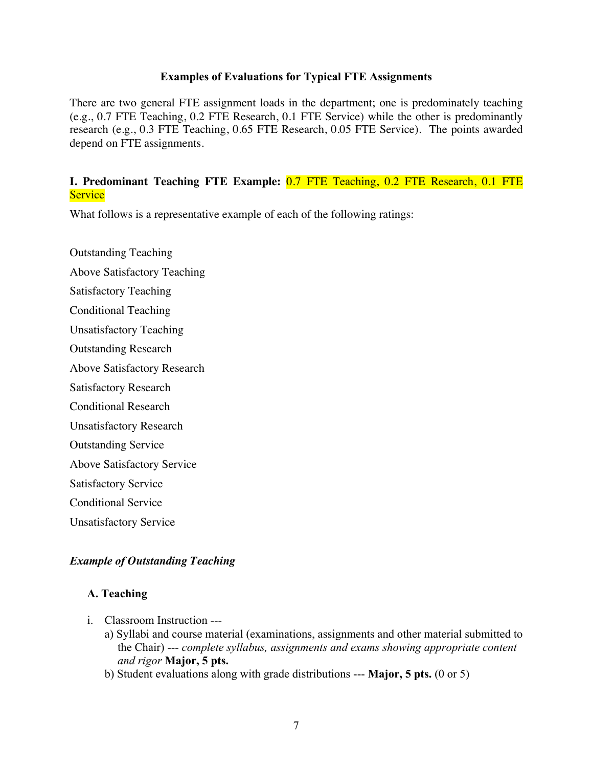**Examples of Evaluations for Typical FTE Assignments**

There are two general FTE assignment loads in the department; one is predominately teaching (e.g., 0.7 FTE Teaching, 0.2 FTE Research, 0.1 FTE Service) while the other is predominantly research (e.g., 0.3 FTE Teaching, 0.65 FTE Research, 0.05 FTE Service). The points awarded depend on FTE assignments.

**I. Predominant Teaching FTE Example:** 0.7 FTE Teaching, 0.2 FTE Research, 0.1 FTE Service

What follows is a representative example of each of the following ratings:

Outstanding Teaching

Above Satisfactory Teaching

Satisfactory Teaching

Conditional Teaching

Unsatisfactory Teaching

Outstanding Research

Above Satisfactory Research

Satisfactory Research

Conditional Research

Unsatisfactory Research

Outstanding Service

Above Satisfactory Service

Satisfactory Service

Conditional Service

Unsatisfactory Service

***Example of Outstanding Teaching***

**A. Teaching**

i. Classroom Instruction ---
   a) Syllabi and course material (examinations, assignments and other material submitted to the Chair) --- *complete syllabus, assignments and exams showing appropriate content and rigor* **Major, 5 pts.**
   b) Student evaluations along with grade distributions --- **Major, 5 pts.** (0 or 5)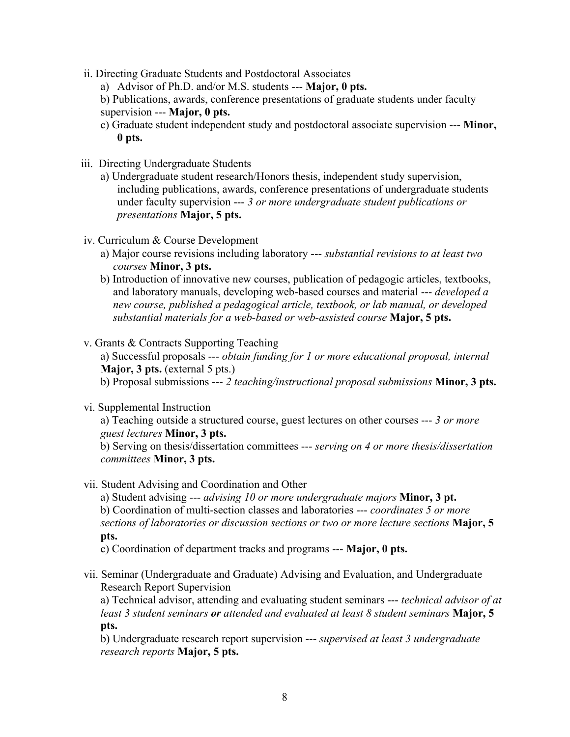ii. Directing Graduate Students and Postdoctoral Associates

a) Advisor of Ph.D. and/or M.S. students --- **Major, 0 pts.**

b) Publications, awards, conference presentations of graduate students under faculty supervision --- **Major, 0 pts.**

c) Graduate student independent study and postdoctoral associate supervision --- **Minor, 0 pts.**

iii. Directing Undergraduate Students

a) Undergraduate student research/Honors thesis, independent study supervision, including publications, awards, conference presentations of undergraduate students under faculty supervision --- *3 or more undergraduate student publications or presentations* **Major, 5 pts.**

iv. Curriculum & Course Development

a) Major course revisions including laboratory --- *substantial revisions to at least two courses* **Minor, 3 pts.**

b) Introduction of innovative new courses, publication of pedagogic articles, textbooks, and laboratory manuals, developing web-based courses and material --- *developed a new course, published a pedagogical article, textbook, or lab manual, or developed substantial materials for a web-based or web-assisted course* **Major, 5 pts.**

v. Grants & Contracts Supporting Teaching

a) Successful proposals --- *obtain funding for 1 or more educational proposal, internal* **Major, 3 pts.** (external 5 pts.)

b) Proposal submissions --- *2 teaching/instructional proposal submissions* **Minor, 3 pts.**

vi. Supplemental Instruction

a) Teaching outside a structured course, guest lectures on other courses --- *3 or more guest lectures* **Minor, 3 pts.**

b) Serving on thesis/dissertation committees --- *serving on 4 or more thesis/dissertation committees* **Minor, 3 pts.**

vii. Student Advising and Coordination and Other

a) Student advising --- *advising 10 or more undergraduate majors* **Minor, 3 pt.**

b) Coordination of multi-section classes and laboratories --- *coordinates 5 or more sections of laboratories or discussion sections or two or more lecture sections* **Major, 5 pts.**

c) Coordination of department tracks and programs --- **Major, 0 pts.**

vii. Seminar (Undergraduate and Graduate) Advising and Evaluation, and Undergraduate Research Report Supervision

a) Technical advisor, attending and evaluating student seminars --- *technical advisor of at least 3 student seminars* ***or*** *attended and evaluated at least 8 student seminars* **Major, 5 pts.**

b) Undergraduate research report supervision --- *supervised at least 3 undergraduate research reports* **Major, 5 pts.**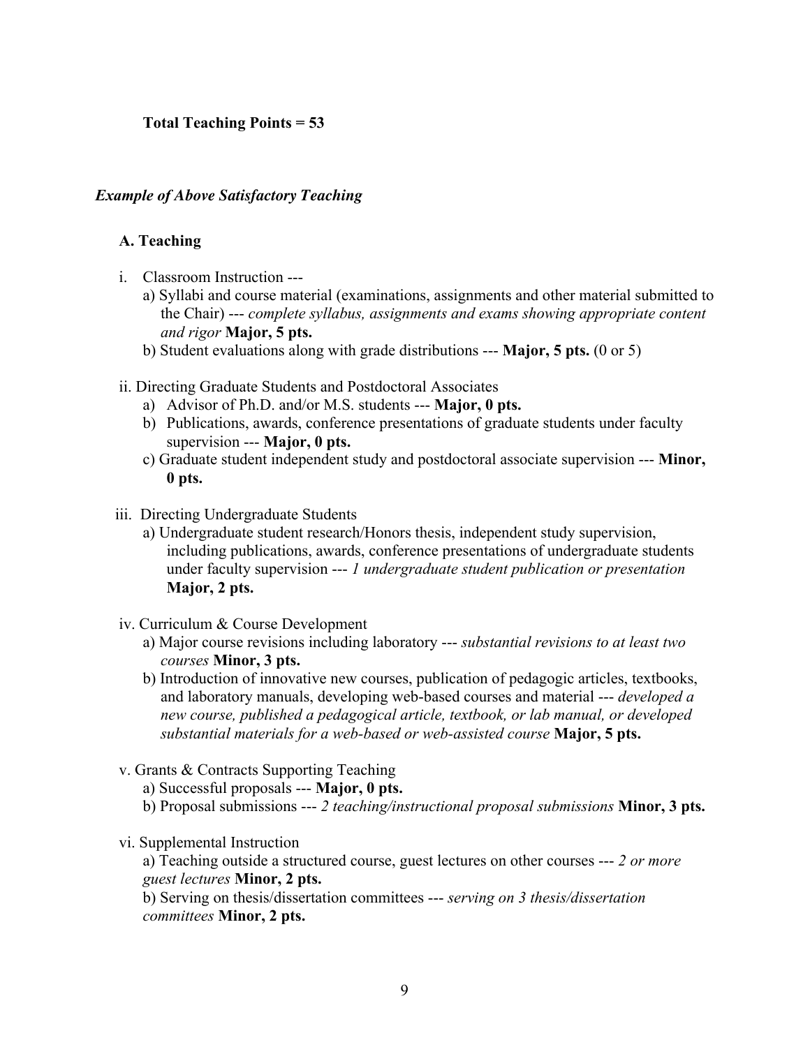**Total Teaching Points = 53**

***Example of Above Satisfactory Teaching***

**A. Teaching**

i. Classroom Instruction ---
   a) Syllabi and course material (examinations, assignments and other material submitted to the Chair) --- *complete syllabus, assignments and exams showing appropriate content and rigor* **Major, 5 pts.**
   b) Student evaluations along with grade distributions --- **Major, 5 pts.** (0 or 5)

ii. Directing Graduate Students and Postdoctoral Associates
   a) Advisor of Ph.D. and/or M.S. students --- **Major, 0 pts.**
   b) Publications, awards, conference presentations of graduate students under faculty supervision --- **Major, 0 pts.**
   c) Graduate student independent study and postdoctoral associate supervision --- **Minor, 0 pts.**

iii. Directing Undergraduate Students
   a) Undergraduate student research/Honors thesis, independent study supervision, including publications, awards, conference presentations of undergraduate students under faculty supervision --- *1 undergraduate student publication or presentation* **Major, 2 pts.**

iv. Curriculum & Course Development
   a) Major course revisions including laboratory --- *substantial revisions to at least two courses* **Minor, 3 pts.**
   b) Introduction of innovative new courses, publication of pedagogic articles, textbooks, and laboratory manuals, developing web-based courses and material --- *developed a new course, published a pedagogical article, textbook, or lab manual, or developed substantial materials for a web-based or web-assisted course* **Major, 5 pts.**

v. Grants & Contracts Supporting Teaching
   a) Successful proposals --- **Major, 0 pts.**
   b) Proposal submissions --- *2 teaching/instructional proposal submissions* **Minor, 3 pts.**

vi. Supplemental Instruction
   a) Teaching outside a structured course, guest lectures on other courses --- *2 or more guest lectures* **Minor, 2 pts.**
   b) Serving on thesis/dissertation committees --- *serving on 3 thesis/dissertation committees* **Minor, 2 pts.**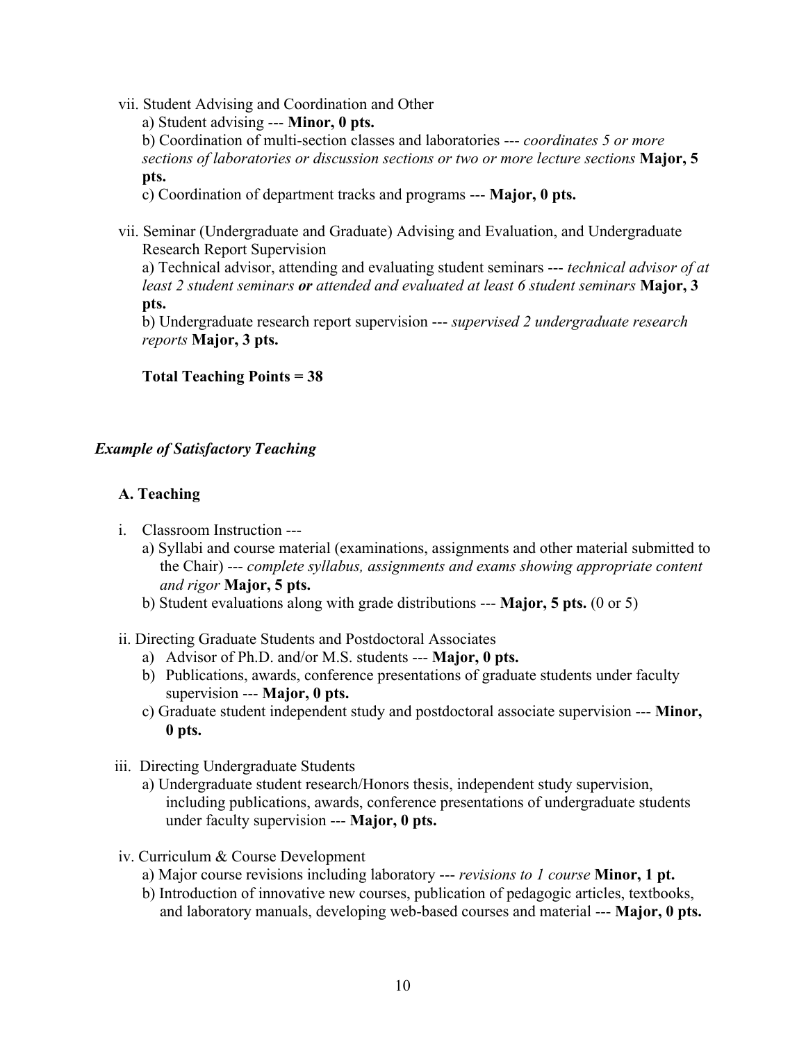vii. Student Advising and Coordination and Other

a) Student advising --- **Minor, 0 pts.**

b) Coordination of multi-section classes and laboratories --- *coordinates 5 or more sections of laboratories or discussion sections or two or more lecture sections* **Major, 5 pts.**

c) Coordination of department tracks and programs --- **Major, 0 pts.**

vii. Seminar (Undergraduate and Graduate) Advising and Evaluation, and Undergraduate Research Report Supervision

a) Technical advisor, attending and evaluating student seminars --- *technical advisor of at least 2 student seminars **or** attended and evaluated at least 6 student seminars* **Major, 3 pts.**

b) Undergraduate research report supervision --- *supervised 2 undergraduate research reports* **Major, 3 pts.**

**Total Teaching Points = 38**

***Example of Satisfactory Teaching***

**A. Teaching**

i. Classroom Instruction ---

a) Syllabi and course material (examinations, assignments and other material submitted to the Chair) --- *complete syllabus, assignments and exams showing appropriate content and rigor* **Major, 5 pts.**

b) Student evaluations along with grade distributions --- **Major, 5 pts.** (0 or 5)

ii. Directing Graduate Students and Postdoctoral Associates

a) Advisor of Ph.D. and/or M.S. students --- **Major, 0 pts.**

b) Publications, awards, conference presentations of graduate students under faculty supervision --- **Major, 0 pts.**

c) Graduate student independent study and postdoctoral associate supervision --- **Minor, 0 pts.**

iii. Directing Undergraduate Students

a) Undergraduate student research/Honors thesis, independent study supervision, including publications, awards, conference presentations of undergraduate students under faculty supervision --- **Major, 0 pts.**

iv. Curriculum & Course Development

a) Major course revisions including laboratory --- *revisions to 1 course* **Minor, 1 pt.**

b) Introduction of innovative new courses, publication of pedagogic articles, textbooks, and laboratory manuals, developing web-based courses and material --- **Major, 0 pts.**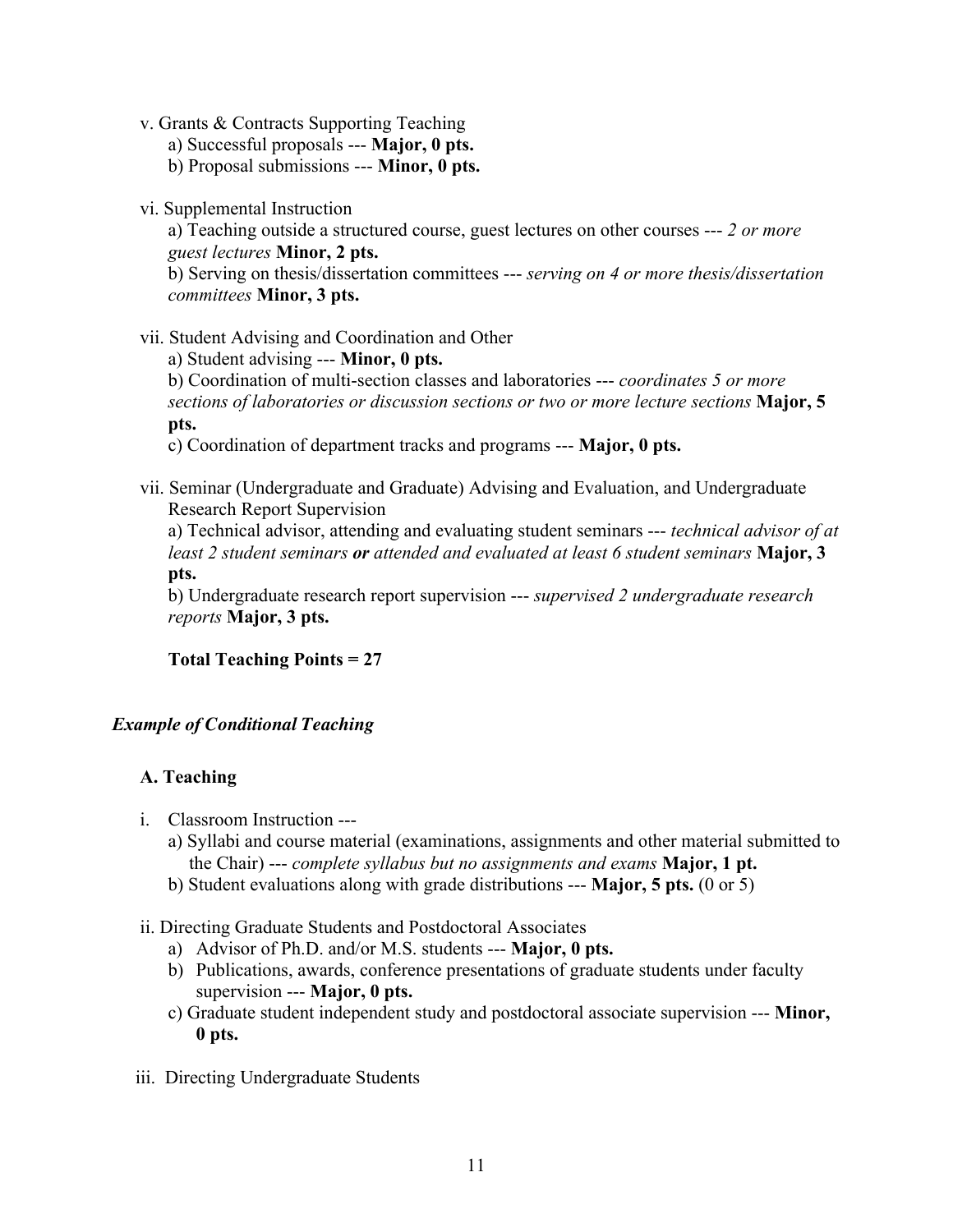v. Grants & Contracts Supporting Teaching

a) Successful proposals --- **Major, 0 pts.**

b) Proposal submissions --- **Minor, 0 pts.**

vi. Supplemental Instruction

a) Teaching outside a structured course, guest lectures on other courses --- *2 or more guest lectures* **Minor, 2 pts.**

b) Serving on thesis/dissertation committees --- *serving on 4 or more thesis/dissertation committees* **Minor, 3 pts.**

vii. Student Advising and Coordination and Other

a) Student advising --- **Minor, 0 pts.**

b) Coordination of multi-section classes and laboratories --- *coordinates 5 or more sections of laboratories or discussion sections or two or more lecture sections* **Major, 5 pts.**

c) Coordination of department tracks and programs --- **Major, 0 pts.**

vii. Seminar (Undergraduate and Graduate) Advising and Evaluation, and Undergraduate Research Report Supervision

a) Technical advisor, attending and evaluating student seminars --- *technical advisor of at least 2 student seminars* ***or*** *attended and evaluated at least 6 student seminars* **Major, 3 pts.**

b) Undergraduate research report supervision --- *supervised 2 undergraduate research reports* **Major, 3 pts.**

**Total Teaching Points = 27**

### *Example of Conditional Teaching*

**A. Teaching**

i. Classroom Instruction ---

a) Syllabi and course material (examinations, assignments and other material submitted to the Chair) --- *complete syllabus but no assignments and exams* **Major, 1 pt.**

b) Student evaluations along with grade distributions --- **Major, 5 pts.** (0 or 5)

ii. Directing Graduate Students and Postdoctoral Associates

a) Advisor of Ph.D. and/or M.S. students --- **Major, 0 pts.**

b) Publications, awards, conference presentations of graduate students under faculty supervision --- **Major, 0 pts.**

c) Graduate student independent study and postdoctoral associate supervision --- **Minor, 0 pts.**

iii. Directing Undergraduate Students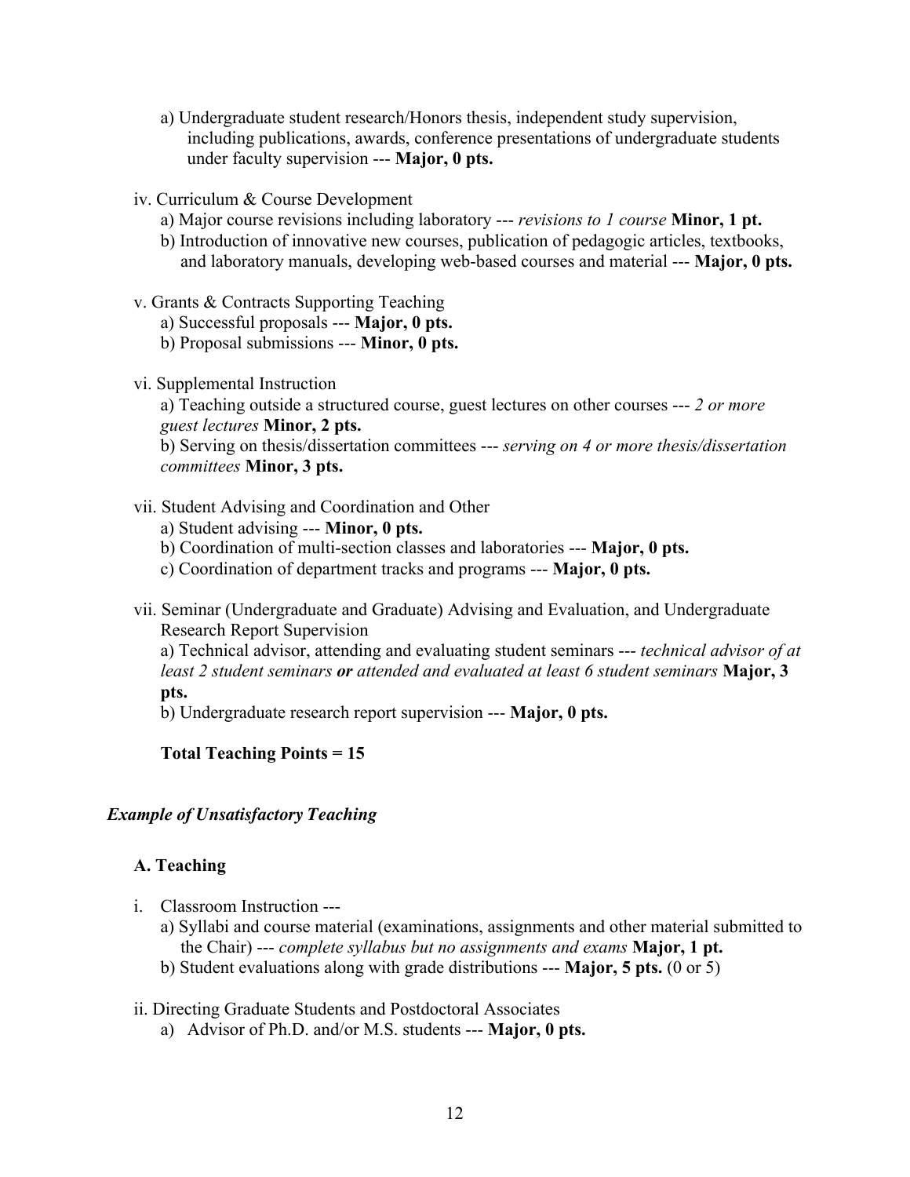a) Undergraduate student research/Honors thesis, independent study supervision, including publications, awards, conference presentations of undergraduate students under faculty supervision --- **Major, 0 pts.**

iv. Curriculum & Course Development

a) Major course revisions including laboratory --- *revisions to 1 course* **Minor, 1 pt.**

b) Introduction of innovative new courses, publication of pedagogic articles, textbooks, and laboratory manuals, developing web-based courses and material --- **Major, 0 pts.**

v. Grants & Contracts Supporting Teaching

a) Successful proposals --- **Major, 0 pts.**

b) Proposal submissions --- **Minor, 0 pts.**

vi. Supplemental Instruction

a) Teaching outside a structured course, guest lectures on other courses --- *2 or more guest lectures* **Minor, 2 pts.**

b) Serving on thesis/dissertation committees --- *serving on 4 or more thesis/dissertation committees* **Minor, 3 pts.**

vii. Student Advising and Coordination and Other

a) Student advising --- **Minor, 0 pts.**

b) Coordination of multi-section classes and laboratories --- **Major, 0 pts.**

c) Coordination of department tracks and programs --- **Major, 0 pts.**

vii. Seminar (Undergraduate and Graduate) Advising and Evaluation, and Undergraduate Research Report Supervision

a) Technical advisor, attending and evaluating student seminars --- *technical advisor of at least 2 student seminars **or** attended and evaluated at least 6 student seminars* **Major, 3 pts.**

b) Undergraduate research report supervision --- **Major, 0 pts.**

**Total Teaching Points = 15**

### *Example of Unsatisfactory Teaching*

#### A. Teaching

i. Classroom Instruction ---

a) Syllabi and course material (examinations, assignments and other material submitted to the Chair) --- *complete syllabus but no assignments and exams* **Major, 1 pt.**

b) Student evaluations along with grade distributions --- **Major, 5 pts.** (0 or 5)

ii. Directing Graduate Students and Postdoctoral Associates

a) Advisor of Ph.D. and/or M.S. students --- **Major, 0 pts.**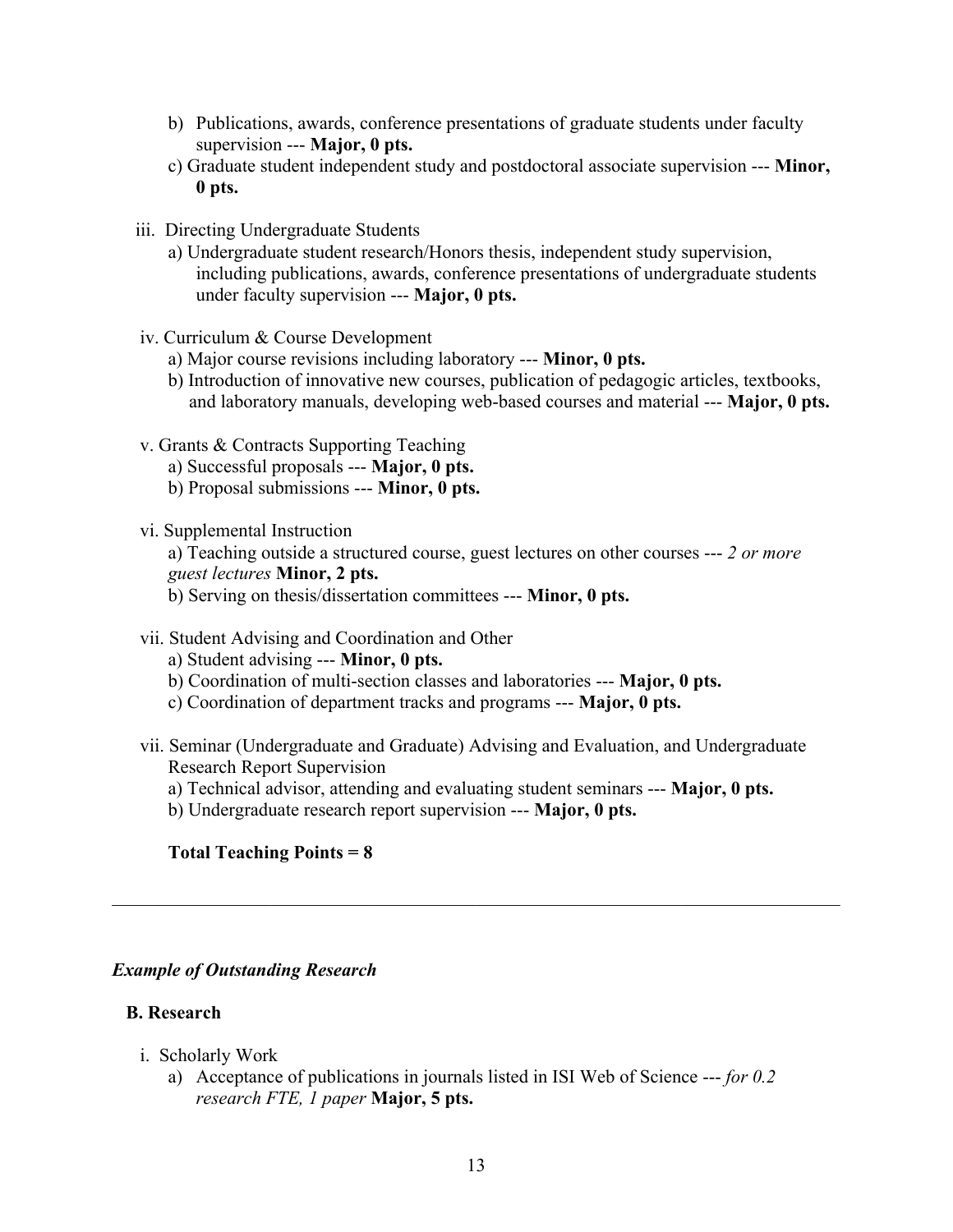b) Publications, awards, conference presentations of graduate students under faculty supervision --- **Major, 0 pts.**
   c) Graduate student independent study and postdoctoral associate supervision --- **Minor, 0 pts.**

iii. Directing Undergraduate Students
   a) Undergraduate student research/Honors thesis, independent study supervision, including publications, awards, conference presentations of undergraduate students under faculty supervision --- **Major, 0 pts.**

iv. Curriculum & Course Development
   a) Major course revisions including laboratory --- **Minor, 0 pts.**
   b) Introduction of innovative new courses, publication of pedagogic articles, textbooks, and laboratory manuals, developing web-based courses and material --- **Major, 0 pts.**

v. Grants & Contracts Supporting Teaching
   a) Successful proposals --- **Major, 0 pts.**
   b) Proposal submissions --- **Minor, 0 pts.**

vi. Supplemental Instruction
   a) Teaching outside a structured course, guest lectures on other courses --- *2 or more guest lectures* **Minor, 2 pts.**
   b) Serving on thesis/dissertation committees --- **Minor, 0 pts.**

vii. Student Advising and Coordination and Other
   a) Student advising --- **Minor, 0 pts.**
   b) Coordination of multi-section classes and laboratories --- **Major, 0 pts.**
   c) Coordination of department tracks and programs --- **Major, 0 pts.**

vii. Seminar (Undergraduate and Graduate) Advising and Evaluation, and Undergraduate Research Report Supervision
   a) Technical advisor, attending and evaluating student seminars --- **Major, 0 pts.**
   b) Undergraduate research report supervision --- **Major, 0 pts.**

**Total Teaching Points = 8**

---

***Example of Outstanding Research***

**B. Research**

i. Scholarly Work
   a) Acceptance of publications in journals listed in ISI Web of Science --- *for 0.2 research FTE, 1 paper* **Major, 5 pts.**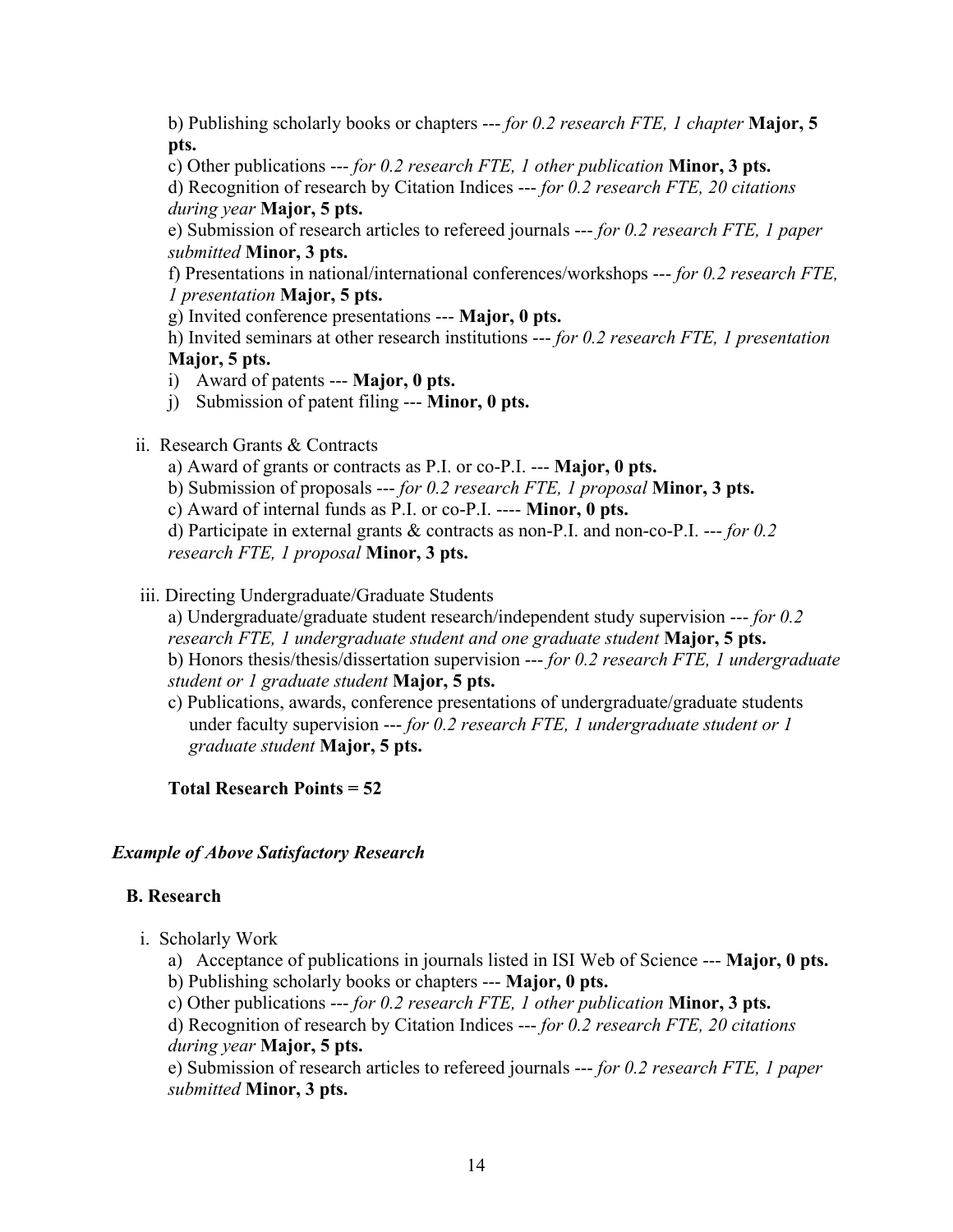b) Publishing scholarly books or chapters --- *for 0.2 research FTE, 1 chapter* **Major, 5 pts.**

c) Other publications --- *for 0.2 research FTE, 1 other publication* **Minor, 3 pts.**

d) Recognition of research by Citation Indices --- *for 0.2 research FTE, 20 citations during year* **Major, 5 pts.**

e) Submission of research articles to refereed journals --- *for 0.2 research FTE, 1 paper submitted* **Minor, 3 pts.**

f) Presentations in national/international conferences/workshops --- *for 0.2 research FTE, 1 presentation* **Major, 5 pts.**

g) Invited conference presentations --- **Major, 0 pts.**

h) Invited seminars at other research institutions --- *for 0.2 research FTE, 1 presentation* **Major, 5 pts.**

i) Award of patents --- **Major, 0 pts.**

j) Submission of patent filing --- **Minor, 0 pts.**

ii. Research Grants & Contracts

a) Award of grants or contracts as P.I. or co-P.I. --- **Major, 0 pts.**

b) Submission of proposals --- *for 0.2 research FTE, 1 proposal* **Minor, 3 pts.**

c) Award of internal funds as P.I. or co-P.I. ---- **Minor, 0 pts.**

d) Participate in external grants & contracts as non-P.I. and non-co-P.I. --- *for 0.2 research FTE, 1 proposal* **Minor, 3 pts.**

iii. Directing Undergraduate/Graduate Students

a) Undergraduate/graduate student research/independent study supervision --- *for 0.2 research FTE, 1 undergraduate student and one graduate student* **Major, 5 pts.**

b) Honors thesis/thesis/dissertation supervision --- *for 0.2 research FTE, 1 undergraduate student or 1 graduate student* **Major, 5 pts.**

c) Publications, awards, conference presentations of undergraduate/graduate students under faculty supervision --- *for 0.2 research FTE, 1 undergraduate student or 1 graduate student* **Major, 5 pts.**

**Total Research Points = 52**

***Example of Above Satisfactory Research***

**B. Research**

i. Scholarly Work

a) Acceptance of publications in journals listed in ISI Web of Science --- **Major, 0 pts.**

b) Publishing scholarly books or chapters --- **Major, 0 pts.**

c) Other publications --- *for 0.2 research FTE, 1 other publication* **Minor, 3 pts.**

d) Recognition of research by Citation Indices --- *for 0.2 research FTE, 20 citations during year* **Major, 5 pts.**

e) Submission of research articles to refereed journals --- *for 0.2 research FTE, 1 paper submitted* **Minor, 3 pts.**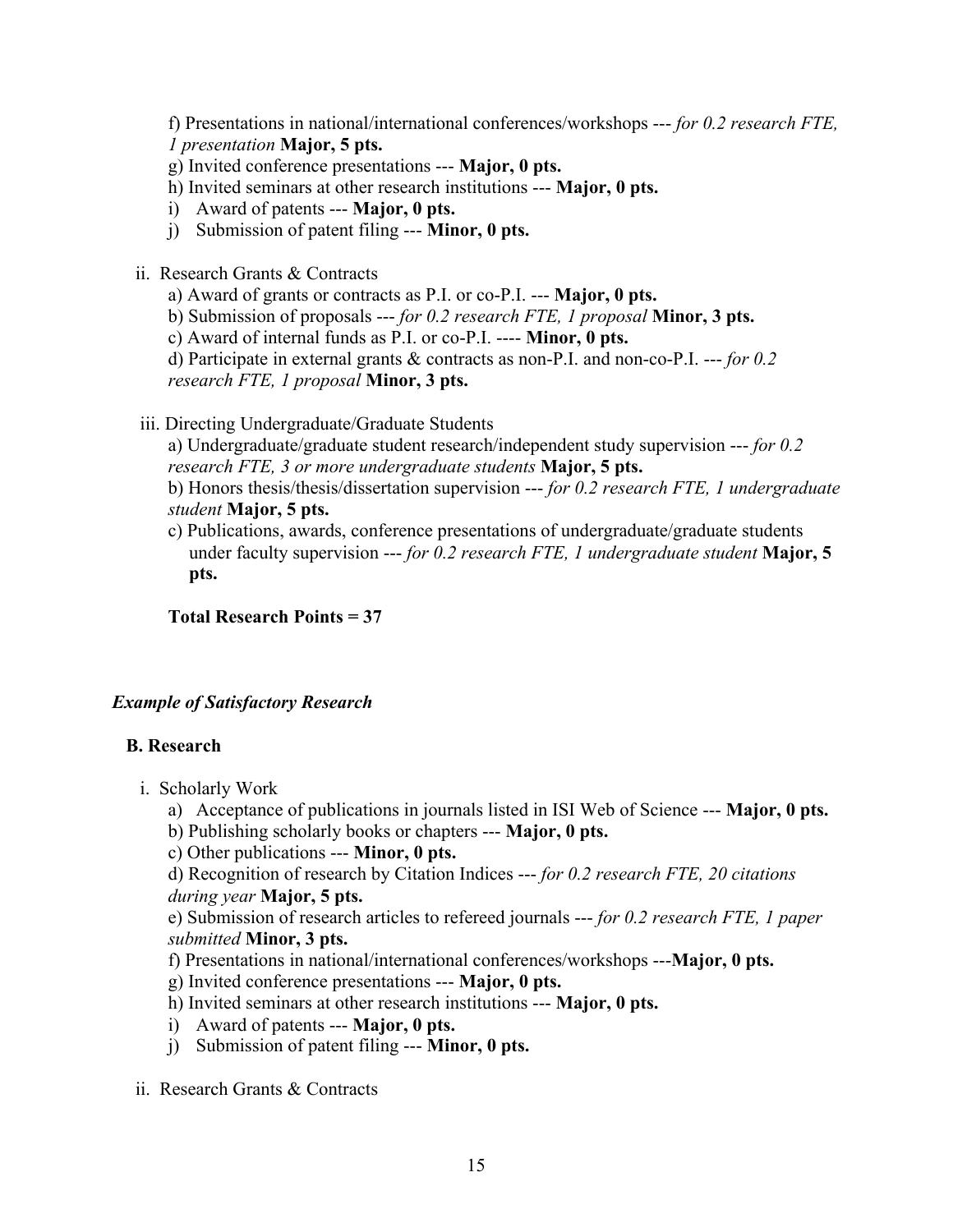f) Presentations in national/international conferences/workshops --- *for 0.2 research FTE, 1 presentation* **Major, 5 pts.**

g) Invited conference presentations --- **Major, 0 pts.**

h) Invited seminars at other research institutions --- **Major, 0 pts.**

i) Award of patents --- **Major, 0 pts.**

j) Submission of patent filing --- **Minor, 0 pts.**

ii. Research Grants & Contracts

a) Award of grants or contracts as P.I. or co-P.I. --- **Major, 0 pts.**

b) Submission of proposals --- *for 0.2 research FTE, 1 proposal* **Minor, 3 pts.**

c) Award of internal funds as P.I. or co-P.I. ---- **Minor, 0 pts.**

d) Participate in external grants & contracts as non-P.I. and non-co-P.I. --- *for 0.2 research FTE, 1 proposal* **Minor, 3 pts.**

iii. Directing Undergraduate/Graduate Students

a) Undergraduate/graduate student research/independent study supervision --- *for 0.2 research FTE, 3 or more undergraduate students* **Major, 5 pts.**

b) Honors thesis/thesis/dissertation supervision --- *for 0.2 research FTE, 1 undergraduate student* **Major, 5 pts.**

c) Publications, awards, conference presentations of undergraduate/graduate students under faculty supervision --- *for 0.2 research FTE, 1 undergraduate student* **Major, 5 pts.**

**Total Research Points = 37**

***Example of Satisfactory Research***

**B. Research**

i. Scholarly Work

a) Acceptance of publications in journals listed in ISI Web of Science --- **Major, 0 pts.**

b) Publishing scholarly books or chapters --- **Major, 0 pts.**

c) Other publications --- **Minor, 0 pts.**

d) Recognition of research by Citation Indices --- *for 0.2 research FTE, 20 citations during year* **Major, 5 pts.**

e) Submission of research articles to refereed journals --- *for 0.2 research FTE, 1 paper submitted* **Minor, 3 pts.**

f) Presentations in national/international conferences/workshops ---**Major, 0 pts.**

g) Invited conference presentations --- **Major, 0 pts.**

h) Invited seminars at other research institutions --- **Major, 0 pts.**

i) Award of patents --- **Major, 0 pts.**

j) Submission of patent filing --- **Minor, 0 pts.**

ii. Research Grants & Contracts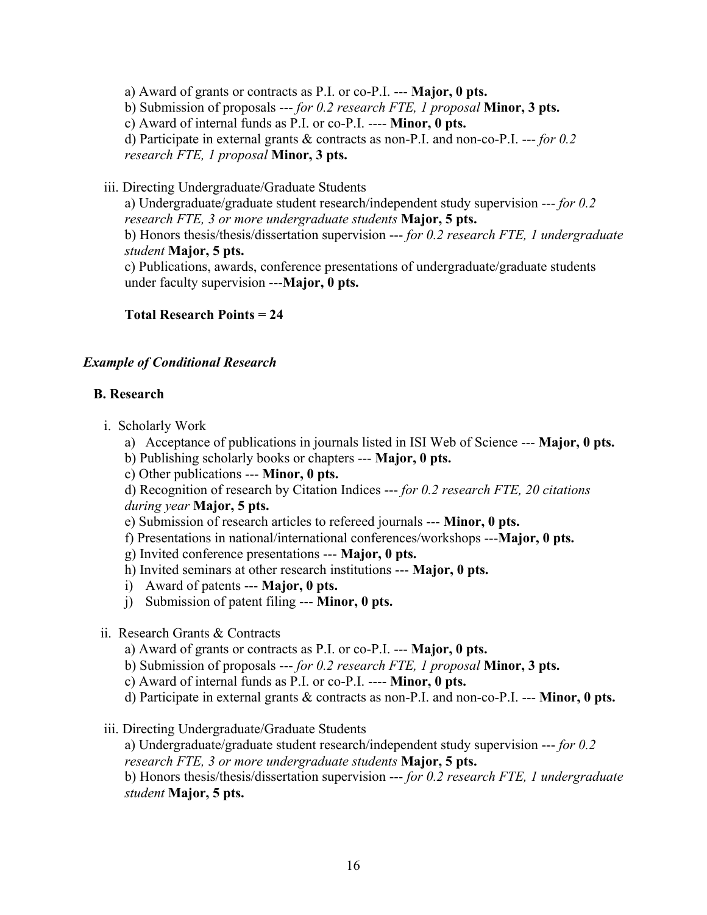a) Award of grants or contracts as P.I. or co-P.I. --- **Major, 0 pts.**

b) Submission of proposals --- *for 0.2 research FTE, 1 proposal* **Minor, 3 pts.**

c) Award of internal funds as P.I. or co-P.I. ---- **Minor, 0 pts.**

d) Participate in external grants & contracts as non-P.I. and non-co-P.I. --- *for 0.2 research FTE, 1 proposal* **Minor, 3 pts.**

iii. Directing Undergraduate/Graduate Students

a) Undergraduate/graduate student research/independent study supervision --- *for 0.2 research FTE, 3 or more undergraduate students* **Major, 5 pts.**

b) Honors thesis/thesis/dissertation supervision --- *for 0.2 research FTE, 1 undergraduate student* **Major, 5 pts.**

c) Publications, awards, conference presentations of undergraduate/graduate students under faculty supervision ---**Major, 0 pts.**

**Total Research Points = 24**

***Example of Conditional Research***

**B. Research**

i. Scholarly Work

a) Acceptance of publications in journals listed in ISI Web of Science --- **Major, 0 pts.**

b) Publishing scholarly books or chapters --- **Major, 0 pts.**

c) Other publications --- **Minor, 0 pts.**

d) Recognition of research by Citation Indices --- *for 0.2 research FTE, 20 citations during year* **Major, 5 pts.**

e) Submission of research articles to refereed journals --- **Minor, 0 pts.**

f) Presentations in national/international conferences/workshops ---**Major, 0 pts.**

g) Invited conference presentations --- **Major, 0 pts.**

h) Invited seminars at other research institutions --- **Major, 0 pts.**

i) Award of patents --- **Major, 0 pts.**

j) Submission of patent filing --- **Minor, 0 pts.**

ii. Research Grants & Contracts

a) Award of grants or contracts as P.I. or co-P.I. --- **Major, 0 pts.**

b) Submission of proposals --- *for 0.2 research FTE, 1 proposal* **Minor, 3 pts.**

c) Award of internal funds as P.I. or co-P.I. ---- **Minor, 0 pts.**

d) Participate in external grants & contracts as non-P.I. and non-co-P.I. --- **Minor, 0 pts.**

iii. Directing Undergraduate/Graduate Students

a) Undergraduate/graduate student research/independent study supervision --- *for 0.2 research FTE, 3 or more undergraduate students* **Major, 5 pts.**

b) Honors thesis/thesis/dissertation supervision --- *for 0.2 research FTE, 1 undergraduate student* **Major, 5 pts.**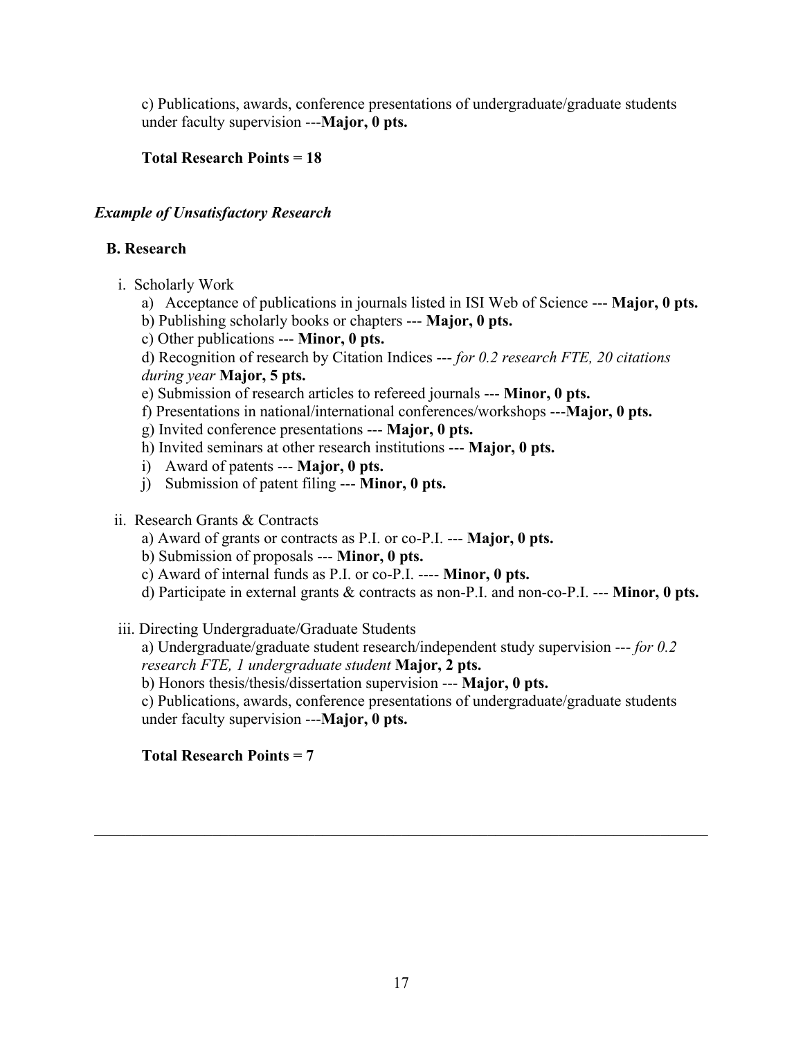c) Publications, awards, conference presentations of undergraduate/graduate students under faculty supervision ---**Major, 0 pts.**

**Total Research Points = 18**

***Example of Unsatisfactory Research***

**B. Research**

i. Scholarly Work

a) Acceptance of publications in journals listed in ISI Web of Science --- **Major, 0 pts.**
b) Publishing scholarly books or chapters --- **Major, 0 pts.**
c) Other publications --- **Minor, 0 pts.**
d) Recognition of research by Citation Indices --- *for 0.2 research FTE, 20 citations during year* **Major, 5 pts.**
e) Submission of research articles to refereed journals --- **Minor, 0 pts.**
f) Presentations in national/international conferences/workshops ---**Major, 0 pts.**
g) Invited conference presentations --- **Major, 0 pts.**
h) Invited seminars at other research institutions --- **Major, 0 pts.**
i) Award of patents --- **Major, 0 pts.**
j) Submission of patent filing --- **Minor, 0 pts.**

ii. Research Grants & Contracts

a) Award of grants or contracts as P.I. or co-P.I. --- **Major, 0 pts.**
b) Submission of proposals --- **Minor, 0 pts.**
c) Award of internal funds as P.I. or co-P.I. ---- **Minor, 0 pts.**
d) Participate in external grants & contracts as non-P.I. and non-co-P.I. --- **Minor, 0 pts.**

iii. Directing Undergraduate/Graduate Students

a) Undergraduate/graduate student research/independent study supervision --- *for 0.2 research FTE, 1 undergraduate student* **Major, 2 pts.**
b) Honors thesis/thesis/dissertation supervision --- **Major, 0 pts.**
c) Publications, awards, conference presentations of undergraduate/graduate students under faculty supervision ---**Major, 0 pts.**

**Total Research Points = 7**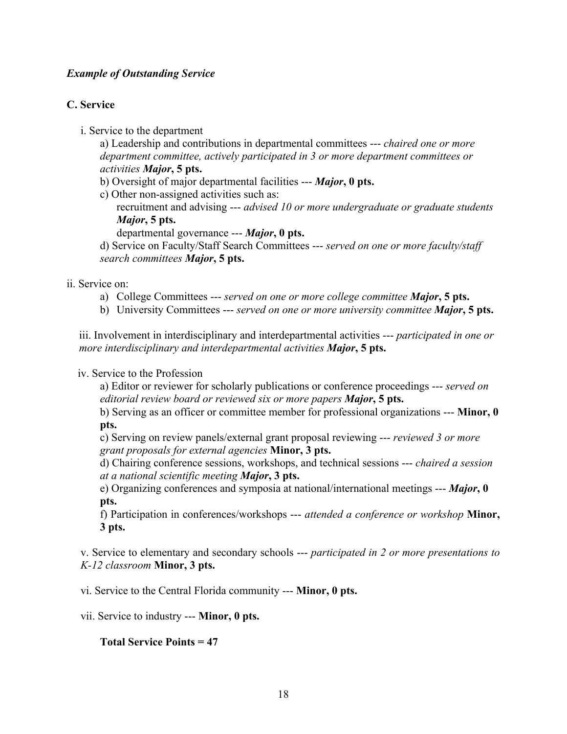***Example of Outstanding Service***

**C. Service**

i. Service to the department

a) Leadership and contributions in departmental committees --- *chaired one or more department committee, actively participated in 3 or more department committees or activities* ***Major*****, 5 pts.**

b) Oversight of major departmental facilities --- ***Major*****, 0 pts.**

c) Other non-assigned activities such as:

recruitment and advising --- *advised 10 or more undergraduate or graduate students* ***Major*****, 5 pts.**

departmental governance --- ***Major*****, 0 pts.**

d) Service on Faculty/Staff Search Committees --- *served on one or more faculty/staff search committees* ***Major*****, 5 pts.**

ii. Service on:

a) College Committees --- *served on one or more college committee* ***Major*****, 5 pts.**
b) University Committees --- *served on one or more university committee* ***Major*****, 5 pts.**

iii. Involvement in interdisciplinary and interdepartmental activities --- *participated in one or more interdisciplinary and interdepartmental activities* ***Major*****, 5 pts.**

iv. Service to the Profession

a) Editor or reviewer for scholarly publications or conference proceedings --- *served on editorial review board or reviewed six or more papers* ***Major*****, 5 pts.**

b) Serving as an officer or committee member for professional organizations --- **Minor, 0 pts.**

c) Serving on review panels/external grant proposal reviewing --- *reviewed 3 or more grant proposals for external agencies* **Minor, 3 pts.**

d) Chairing conference sessions, workshops, and technical sessions --- *chaired a session at a national scientific meeting* ***Major*****, 3 pts.**

e) Organizing conferences and symposia at national/international meetings --- ***Major*****, 0 pts.**

f) Participation in conferences/workshops --- *attended a conference or workshop* **Minor, 3 pts.**

v. Service to elementary and secondary schools --- *participated in 2 or more presentations to K-12 classroom* **Minor, 3 pts.**

vi. Service to the Central Florida community --- **Minor, 0 pts.**

vii. Service to industry --- **Minor, 0 pts.**

**Total Service Points = 47**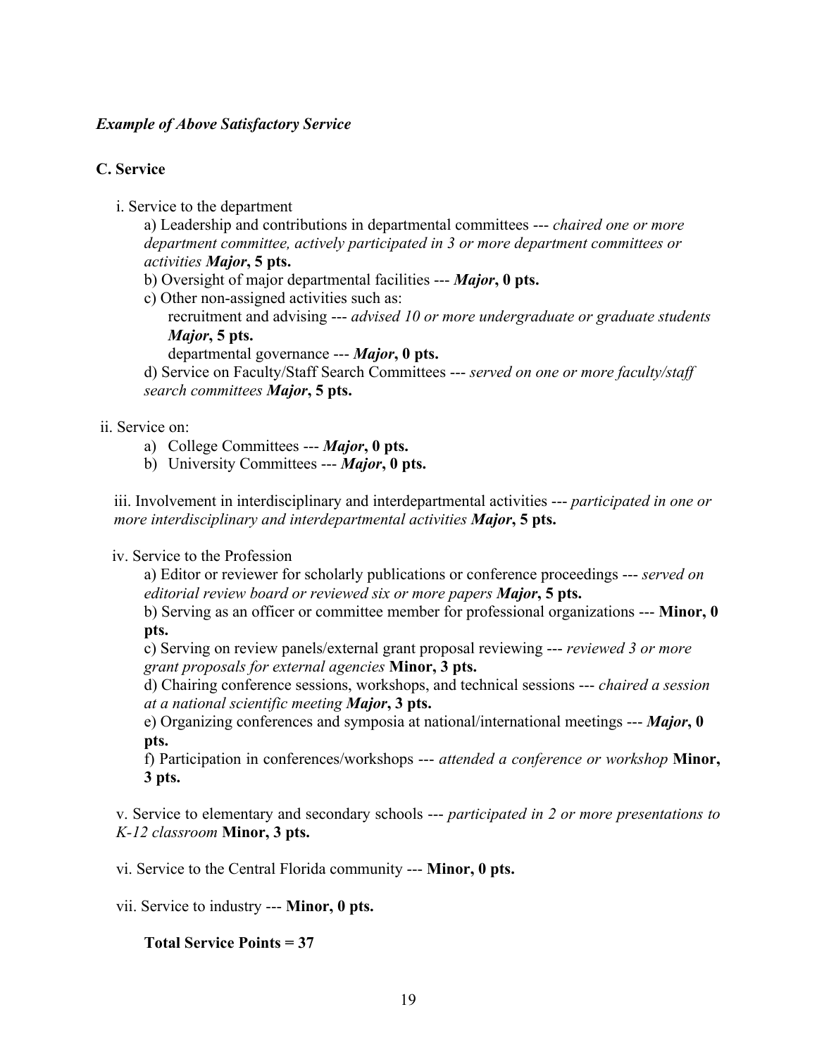***Example of Above Satisfactory Service***

**C. Service**

i. Service to the department

a) Leadership and contributions in departmental committees --- *chaired one or more department committee, actively participated in 3 or more department committees or activities* ***Major*****, 5 pts.**

b) Oversight of major departmental facilities --- ***Major*****, 0 pts.**

c) Other non-assigned activities such as:

recruitment and advising --- *advised 10 or more undergraduate or graduate students* ***Major*****, 5 pts.**

departmental governance --- ***Major*****, 0 pts.**

d) Service on Faculty/Staff Search Committees --- *served on one or more faculty/staff search committees* ***Major*****, 5 pts.**

ii. Service on:

a) College Committees --- ***Major*****, 0 pts.**
b) University Committees --- ***Major*****, 0 pts.**

iii. Involvement in interdisciplinary and interdepartmental activities --- *participated in one or more interdisciplinary and interdepartmental activities* ***Major*****, 5 pts.**

iv. Service to the Profession

a) Editor or reviewer for scholarly publications or conference proceedings --- *served on editorial review board or reviewed six or more papers* ***Major*****, 5 pts.**

b) Serving as an officer or committee member for professional organizations --- **Minor, 0 pts.**

c) Serving on review panels/external grant proposal reviewing --- *reviewed 3 or more grant proposals for external agencies* **Minor, 3 pts.**

d) Chairing conference sessions, workshops, and technical sessions --- *chaired a session at a national scientific meeting* ***Major*****, 3 pts.**

e) Organizing conferences and symposia at national/international meetings --- ***Major*****, 0 pts.**

f) Participation in conferences/workshops --- *attended a conference or workshop* **Minor, 3 pts.**

v. Service to elementary and secondary schools --- *participated in 2 or more presentations to K-12 classroom* **Minor, 3 pts.**

vi. Service to the Central Florida community --- **Minor, 0 pts.**

vii. Service to industry --- **Minor, 0 pts.**

**Total Service Points = 37**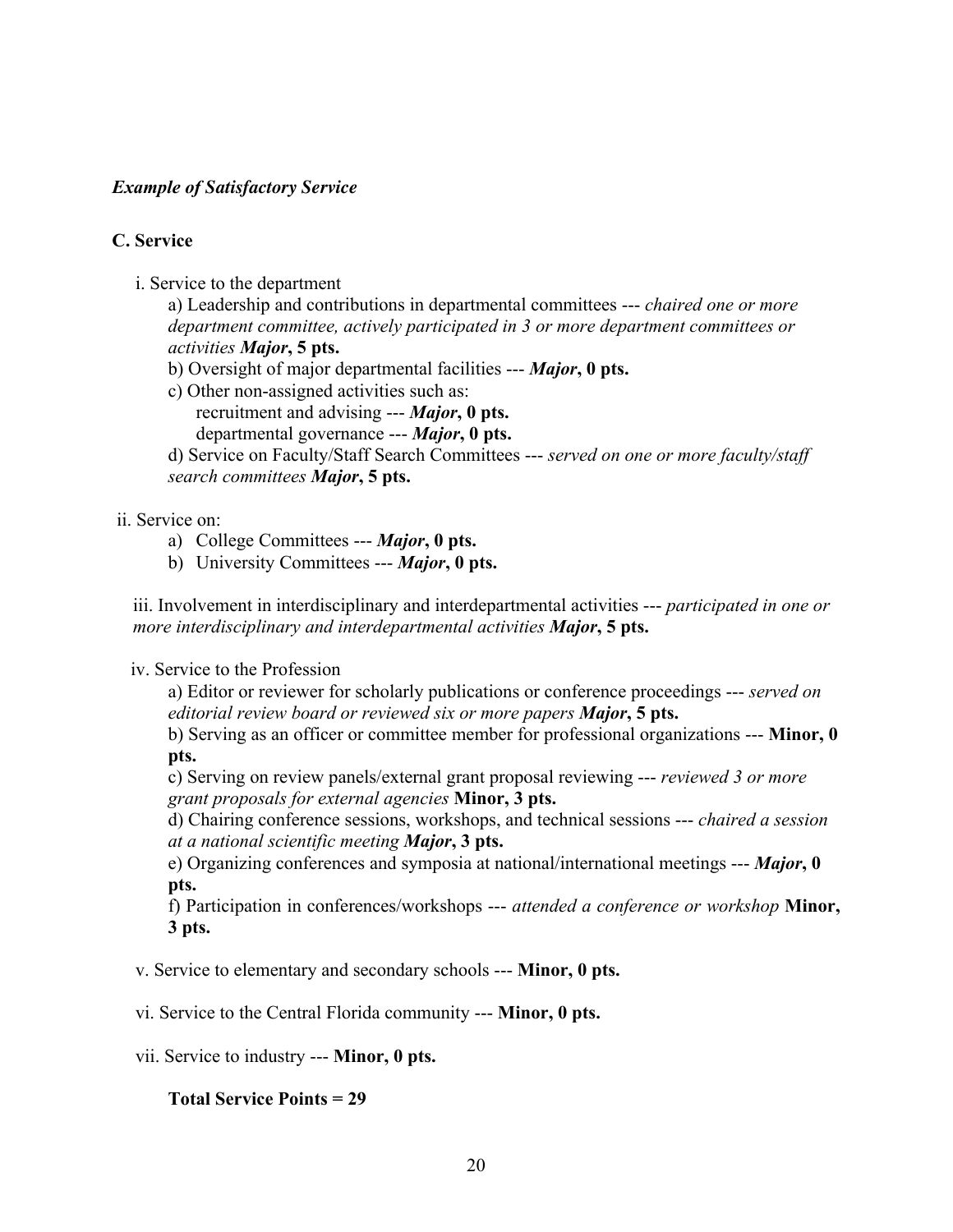*Example of Satisfactory Service*

**C. Service**

i. Service to the department

a) Leadership and contributions in departmental committees --- *chaired one or more department committee, actively participated in 3 or more department committees or activities* ***Major*****, 5 pts.**

b) Oversight of major departmental facilities --- ***Major*****, 0 pts.**

c) Other non-assigned activities such as:

recruitment and advising --- ***Major*****, 0 pts.**

departmental governance --- ***Major*****, 0 pts.**

d) Service on Faculty/Staff Search Committees --- *served on one or more faculty/staff search committees* ***Major*****, 5 pts.**

ii. Service on:

a) College Committees --- ***Major*****, 0 pts.**
b) University Committees --- ***Major*****, 0 pts.**

iii. Involvement in interdisciplinary and interdepartmental activities --- *participated in one or more interdisciplinary and interdepartmental activities* ***Major*****, 5 pts.**

iv. Service to the Profession

a) Editor or reviewer for scholarly publications or conference proceedings --- *served on editorial review board or reviewed six or more papers* ***Major*****, 5 pts.**

b) Serving as an officer or committee member for professional organizations --- **Minor, 0 pts.**

c) Serving on review panels/external grant proposal reviewing --- *reviewed 3 or more grant proposals for external agencies* **Minor, 3 pts.**

d) Chairing conference sessions, workshops, and technical sessions --- *chaired a session at a national scientific meeting* ***Major*****, 3 pts.**

e) Organizing conferences and symposia at national/international meetings --- ***Major*****, 0 pts.**

f) Participation in conferences/workshops --- *attended a conference or workshop* **Minor, 3 pts.**

v. Service to elementary and secondary schools --- **Minor, 0 pts.**

vi. Service to the Central Florida community --- **Minor, 0 pts.**

vii. Service to industry --- **Minor, 0 pts.**

**Total Service Points = 29**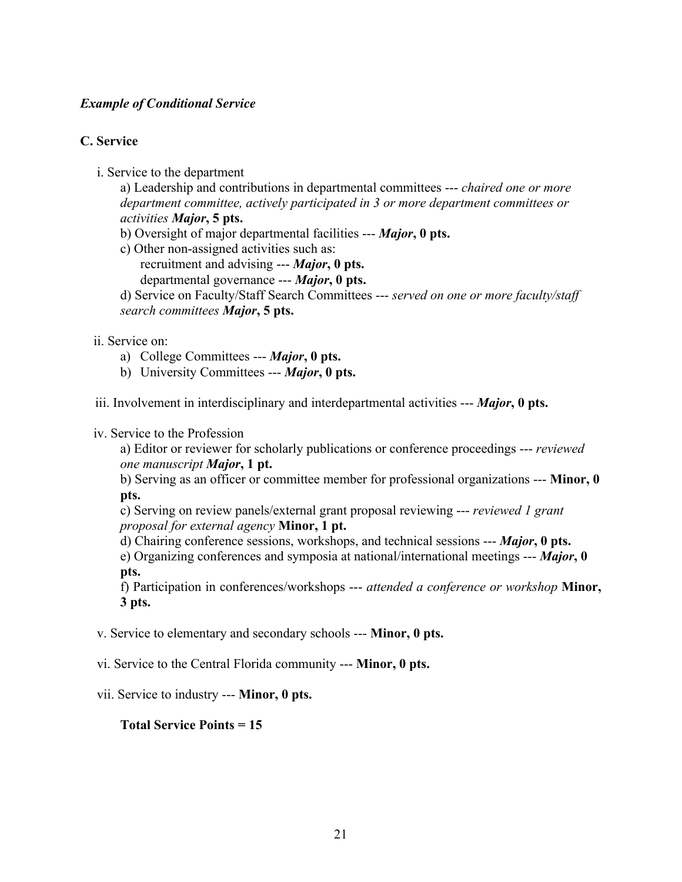***Example of Conditional Service***

**C. Service**

i. Service to the department

a) Leadership and contributions in departmental committees --- *chaired one or more department committee, actively participated in 3 or more department committees or activities* ***Major*****, 5 pts.**

b) Oversight of major departmental facilities --- ***Major*****, 0 pts.**

c) Other non-assigned activities such as:

recruitment and advising --- ***Major*****, 0 pts.**

departmental governance --- ***Major*****, 0 pts.**

d) Service on Faculty/Staff Search Committees --- *served on one or more faculty/staff search committees* ***Major*****, 5 pts.**

ii. Service on:

a) College Committees --- ***Major*****, 0 pts.**

b) University Committees --- ***Major*****, 0 pts.**

iii. Involvement in interdisciplinary and interdepartmental activities --- ***Major*****, 0 pts.**

iv. Service to the Profession

a) Editor or reviewer for scholarly publications or conference proceedings --- *reviewed one manuscript* ***Major*****, 1 pt.**

b) Serving as an officer or committee member for professional organizations --- **Minor, 0 pts.**

c) Serving on review panels/external grant proposal reviewing --- *reviewed 1 grant proposal for external agency* **Minor, 1 pt.**

d) Chairing conference sessions, workshops, and technical sessions --- ***Major*****, 0 pts.**

e) Organizing conferences and symposia at national/international meetings --- ***Major*****, 0 pts.**

f) Participation in conferences/workshops --- *attended a conference or workshop* **Minor, 3 pts.**

v. Service to elementary and secondary schools --- **Minor, 0 pts.**

vi. Service to the Central Florida community --- **Minor, 0 pts.**

vii. Service to industry --- **Minor, 0 pts.**

**Total Service Points = 15**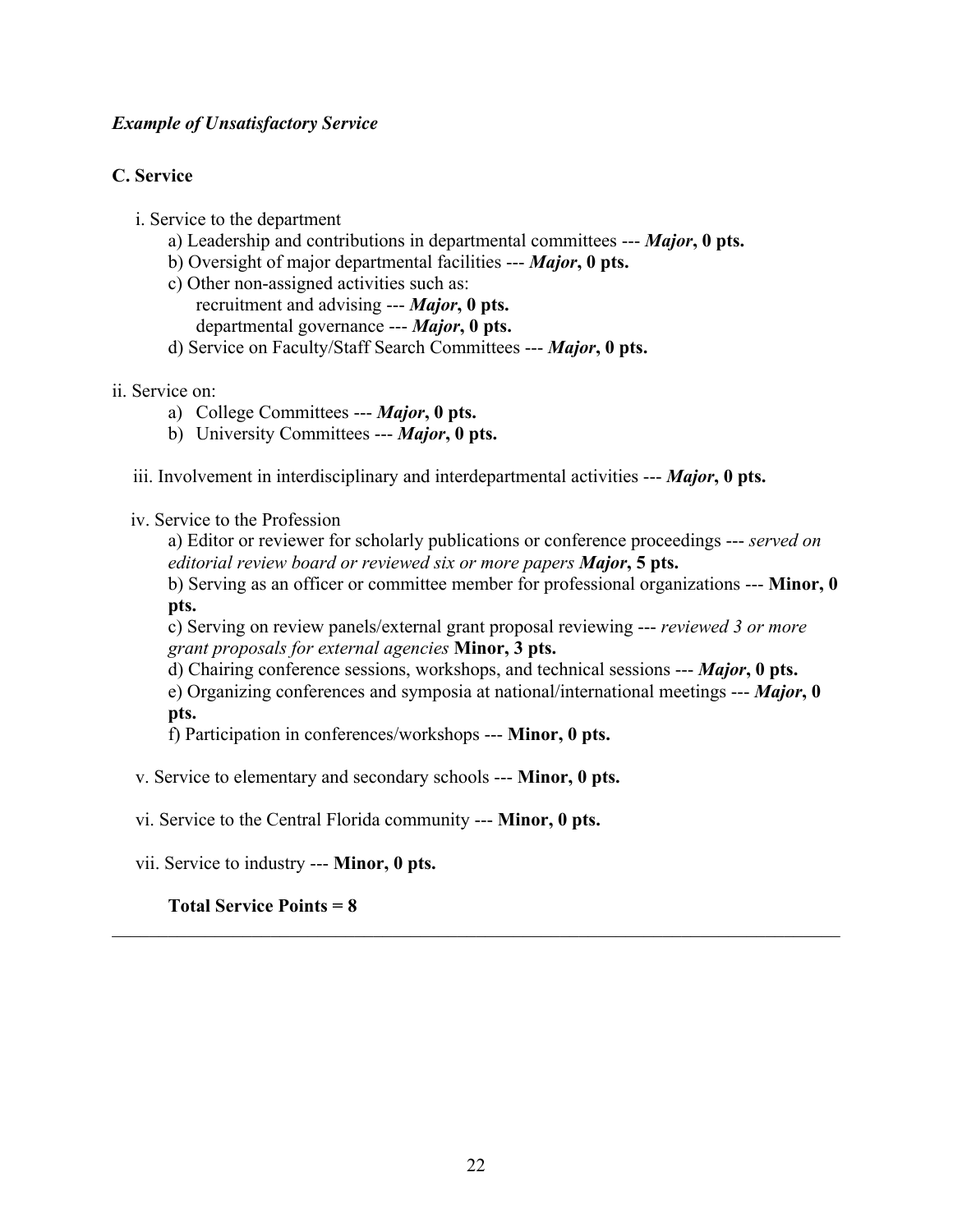*Example of Unsatisfactory Service*

**C. Service**

i. Service to the department

a) Leadership and contributions in departmental committees --- ***Major*, 0 pts.**

b) Oversight of major departmental facilities --- ***Major*, 0 pts.**

c) Other non-assigned activities such as:

recruitment and advising --- ***Major*, 0 pts.**

departmental governance --- ***Major*, 0 pts.**

d) Service on Faculty/Staff Search Committees --- ***Major*, 0 pts.**

ii. Service on:

a) College Committees --- ***Major*, 0 pts.**

b) University Committees --- ***Major*, 0 pts.**

iii. Involvement in interdisciplinary and interdepartmental activities --- ***Major*, 0 pts.**

iv. Service to the Profession

a) Editor or reviewer for scholarly publications or conference proceedings --- *served on editorial review board or reviewed six or more papers* ***Major*, 5 pts.**

b) Serving as an officer or committee member for professional organizations --- **Minor, 0 pts.**

c) Serving on review panels/external grant proposal reviewing --- *reviewed 3 or more grant proposals for external agencies* **Minor, 3 pts.**

d) Chairing conference sessions, workshops, and technical sessions --- ***Major*, 0 pts.**

e) Organizing conferences and symposia at national/international meetings --- ***Major*, 0 pts.**

f) Participation in conferences/workshops --- **Minor, 0 pts.**

v. Service to elementary and secondary schools --- **Minor, 0 pts.**

vi. Service to the Central Florida community --- **Minor, 0 pts.**

vii. Service to industry --- **Minor, 0 pts.**

**Total Service Points = 8**

---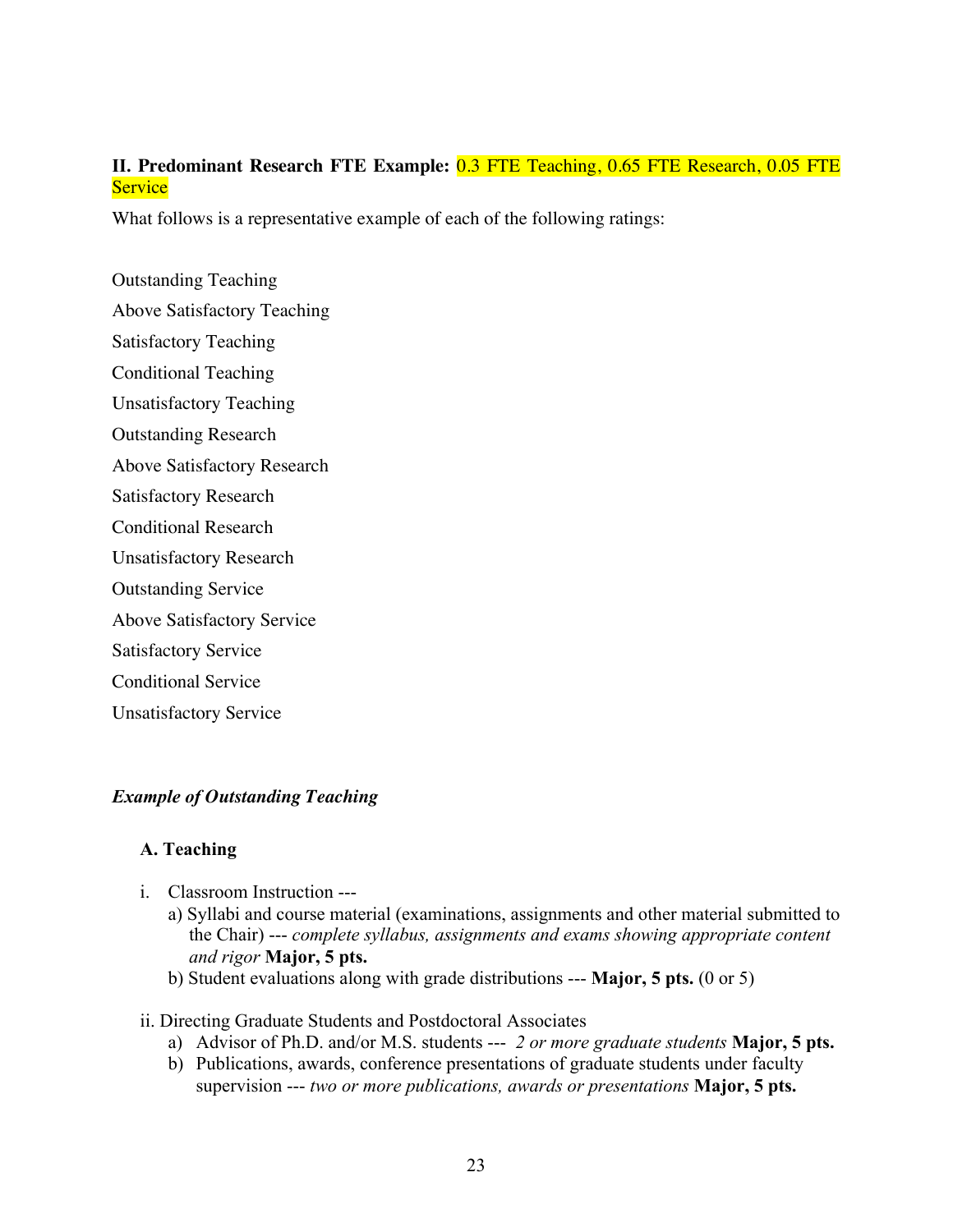**II. Predominant Research FTE Example:** 0.3 FTE Teaching, 0.65 FTE Research, 0.05 FTE Service

What follows is a representative example of each of the following ratings:

Outstanding Teaching

Above Satisfactory Teaching

Satisfactory Teaching

Conditional Teaching

Unsatisfactory Teaching

Outstanding Research

Above Satisfactory Research

Satisfactory Research

Conditional Research

Unsatisfactory Research

Outstanding Service

Above Satisfactory Service

Satisfactory Service

Conditional Service

Unsatisfactory Service

***Example of Outstanding Teaching***

**A. Teaching**

i. Classroom Instruction ---
   a) Syllabi and course material (examinations, assignments and other material submitted to the Chair) --- *complete syllabus, assignments and exams showing appropriate content and rigor* **Major, 5 pts.**
   b) Student evaluations along with grade distributions --- **Major, 5 pts.** (0 or 5)

ii. Directing Graduate Students and Postdoctoral Associates
   a) Advisor of Ph.D. and/or M.S. students --- *2 or more graduate students* **Major, 5 pts.**
   b) Publications, awards, conference presentations of graduate students under faculty supervision --- *two or more publications, awards or presentations* **Major, 5 pts.**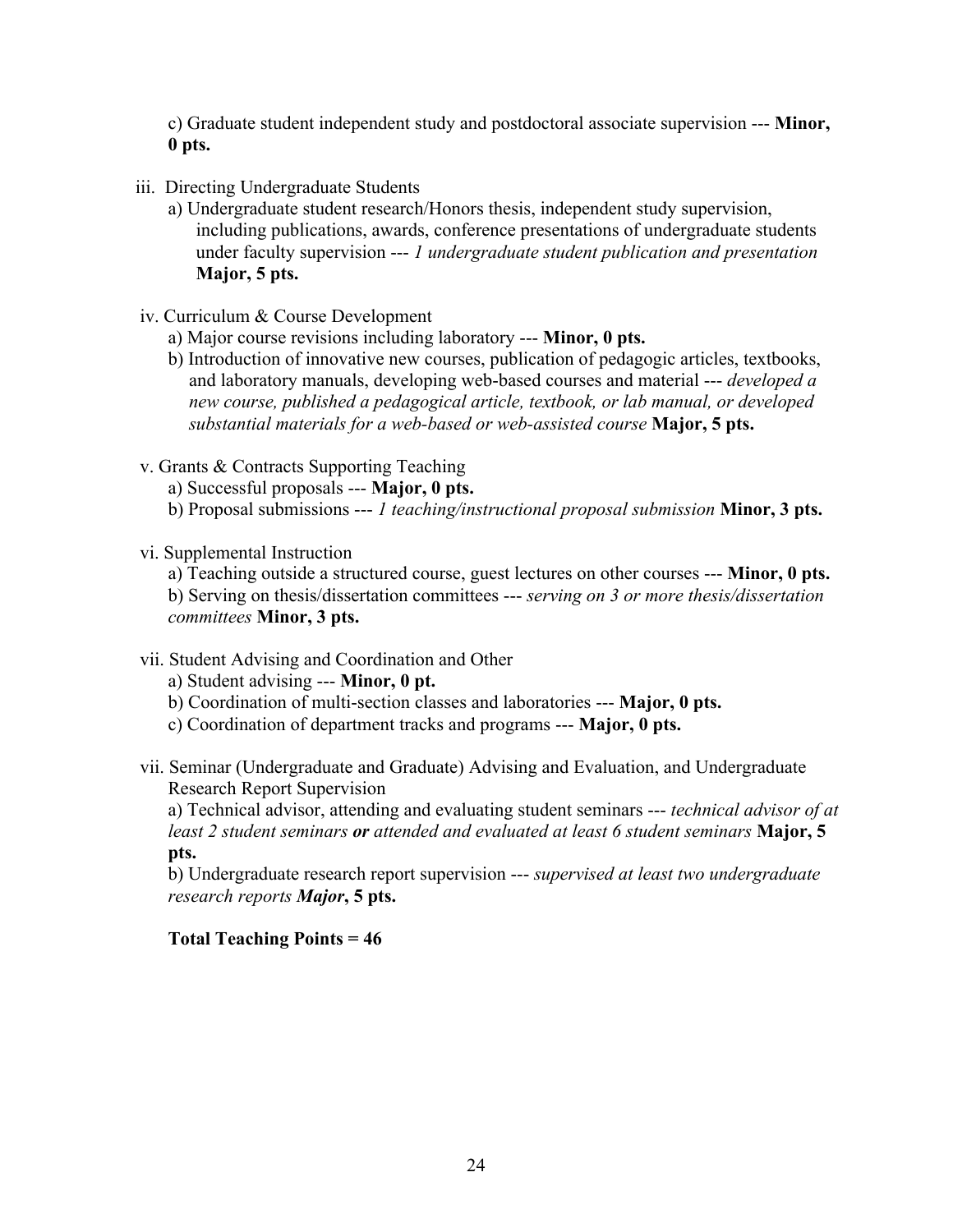c) Graduate student independent study and postdoctoral associate supervision --- **Minor, 0 pts.**

iii. Directing Undergraduate Students

a) Undergraduate student research/Honors thesis, independent study supervision, including publications, awards, conference presentations of undergraduate students under faculty supervision --- *1 undergraduate student publication and presentation* **Major, 5 pts.**

iv. Curriculum & Course Development

a) Major course revisions including laboratory --- **Minor, 0 pts.**

b) Introduction of innovative new courses, publication of pedagogic articles, textbooks, and laboratory manuals, developing web-based courses and material --- *developed a new course, published a pedagogical article, textbook, or lab manual, or developed substantial materials for a web-based or web-assisted course* **Major, 5 pts.**

v. Grants & Contracts Supporting Teaching

a) Successful proposals --- **Major, 0 pts.**

b) Proposal submissions --- *1 teaching/instructional proposal submission* **Minor, 3 pts.**

vi. Supplemental Instruction

a) Teaching outside a structured course, guest lectures on other courses --- **Minor, 0 pts.**

b) Serving on thesis/dissertation committees --- *serving on 3 or more thesis/dissertation committees* **Minor, 3 pts.**

vii. Student Advising and Coordination and Other

a) Student advising --- **Minor, 0 pt.**

b) Coordination of multi-section classes and laboratories --- **Major, 0 pts.**

c) Coordination of department tracks and programs --- **Major, 0 pts.**

vii. Seminar (Undergraduate and Graduate) Advising and Evaluation, and Undergraduate Research Report Supervision

a) Technical advisor, attending and evaluating student seminars --- *technical advisor of at least 2 student seminars* ***or*** *attended and evaluated at least 6 student seminars* **Major, 5 pts.**

b) Undergraduate research report supervision --- *supervised at least two undergraduate research reports* ***Major*****, 5 pts.**

**Total Teaching Points = 46**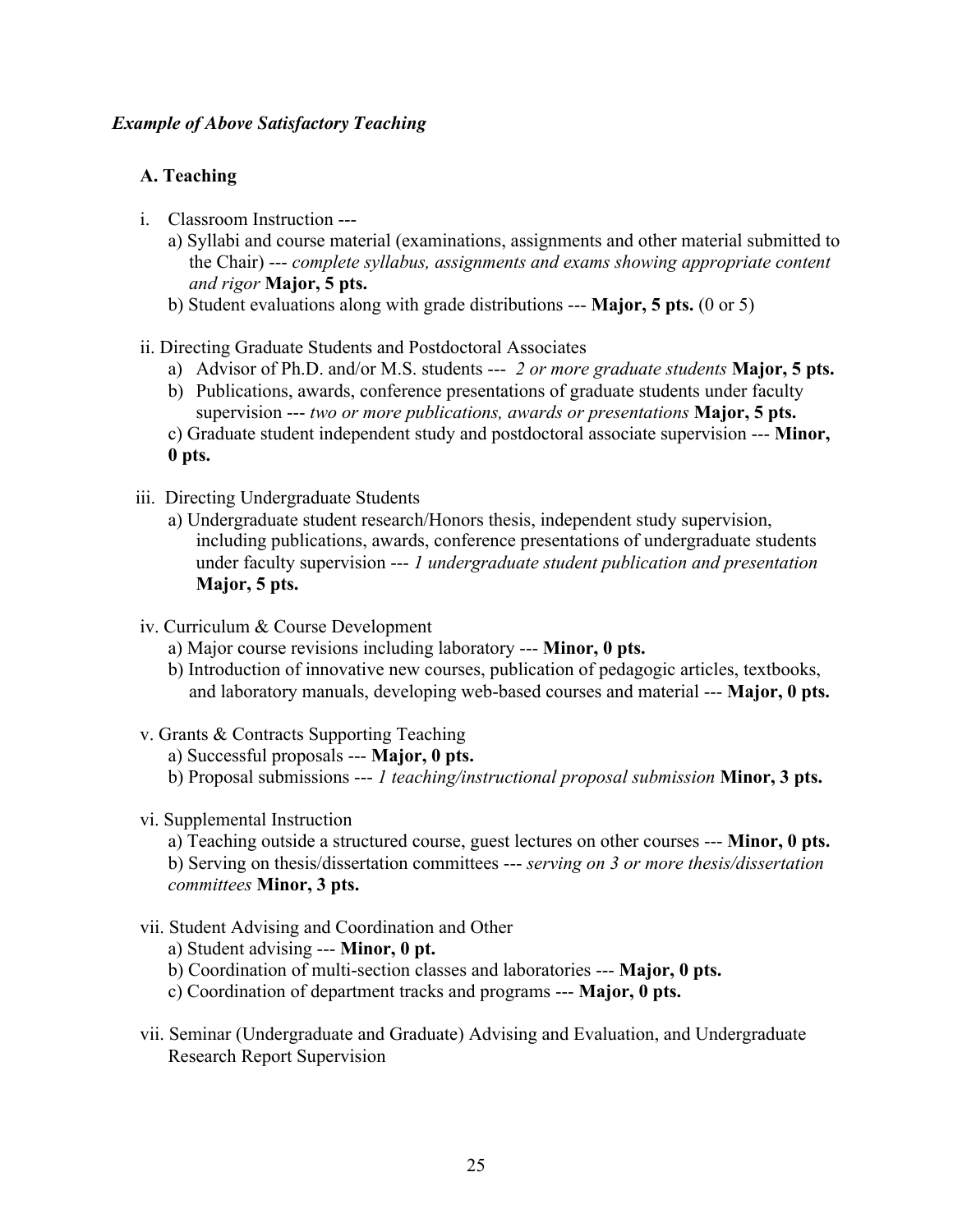***Example of Above Satisfactory Teaching***

**A. Teaching**

i. Classroom Instruction ---

   a) Syllabi and course material (examinations, assignments and other material submitted to the Chair) --- *complete syllabus, assignments and exams showing appropriate content and rigor* **Major, 5 pts.**

   b) Student evaluations along with grade distributions --- **Major, 5 pts.** (0 or 5)

ii. Directing Graduate Students and Postdoctoral Associates

   a) Advisor of Ph.D. and/or M.S. students --- *2 or more graduate students* **Major, 5 pts.**

   b) Publications, awards, conference presentations of graduate students under faculty supervision --- *two or more publications, awards or presentations* **Major, 5 pts.**

   c) Graduate student independent study and postdoctoral associate supervision --- **Minor, 0 pts.**

iii. Directing Undergraduate Students

   a) Undergraduate student research/Honors thesis, independent study supervision, including publications, awards, conference presentations of undergraduate students under faculty supervision --- *1 undergraduate student publication and presentation* **Major, 5 pts.**

iv. Curriculum & Course Development

   a) Major course revisions including laboratory --- **Minor, 0 pts.**

   b) Introduction of innovative new courses, publication of pedagogic articles, textbooks, and laboratory manuals, developing web-based courses and material --- **Major, 0 pts.**

v. Grants & Contracts Supporting Teaching

   a) Successful proposals --- **Major, 0 pts.**

   b) Proposal submissions --- *1 teaching/instructional proposal submission* **Minor, 3 pts.**

vi. Supplemental Instruction

   a) Teaching outside a structured course, guest lectures on other courses --- **Minor, 0 pts.**

   b) Serving on thesis/dissertation committees --- *serving on 3 or more thesis/dissertation committees* **Minor, 3 pts.**

vii. Student Advising and Coordination and Other

   a) Student advising --- **Minor, 0 pt.**

   b) Coordination of multi-section classes and laboratories --- **Major, 0 pts.**

   c) Coordination of department tracks and programs --- **Major, 0 pts.**

vii. Seminar (Undergraduate and Graduate) Advising and Evaluation, and Undergraduate Research Report Supervision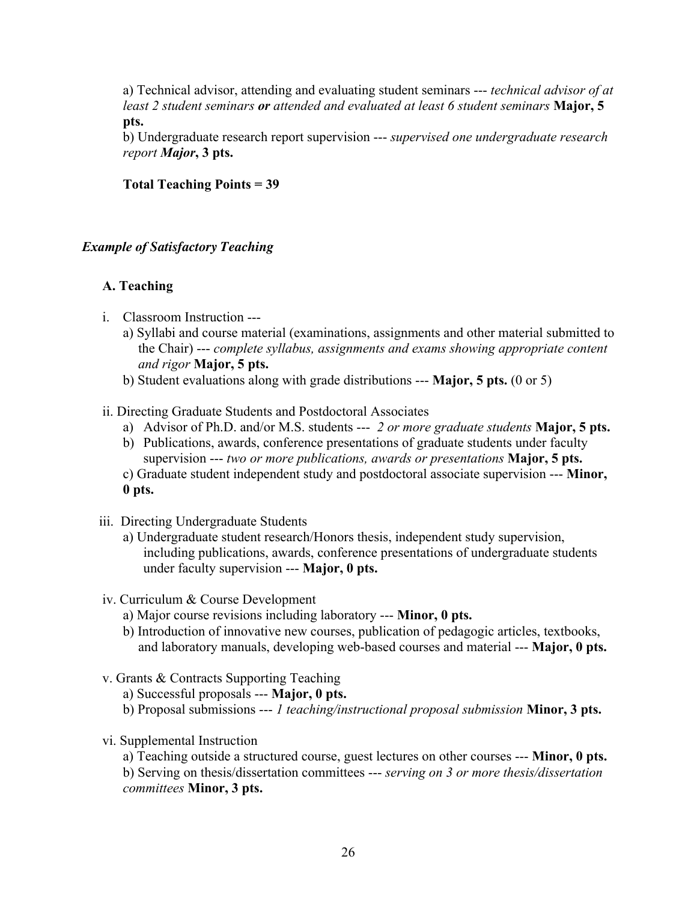a) Technical advisor, attending and evaluating student seminars --- *technical advisor of at least 2 student seminars* ***or*** *attended and evaluated at least 6 student seminars* **Major, 5 pts.**

b) Undergraduate research report supervision --- *supervised one undergraduate research report* ***Major*****, 3 pts.**

**Total Teaching Points = 39**

***Example of Satisfactory Teaching***

**A. Teaching**

i. Classroom Instruction ---
   a) Syllabi and course material (examinations, assignments and other material submitted to the Chair) --- *complete syllabus, assignments and exams showing appropriate content and rigor* **Major, 5 pts.**
   b) Student evaluations along with grade distributions --- **Major, 5 pts.** (0 or 5)

ii. Directing Graduate Students and Postdoctoral Associates
   a) Advisor of Ph.D. and/or M.S. students --- *2 or more graduate students* **Major, 5 pts.**
   b) Publications, awards, conference presentations of graduate students under faculty supervision --- *two or more publications, awards or presentations* **Major, 5 pts.**
   c) Graduate student independent study and postdoctoral associate supervision --- **Minor, 0 pts.**

iii. Directing Undergraduate Students
   a) Undergraduate student research/Honors thesis, independent study supervision, including publications, awards, conference presentations of undergraduate students under faculty supervision --- **Major, 0 pts.**

iv. Curriculum & Course Development
   a) Major course revisions including laboratory --- **Minor, 0 pts.**
   b) Introduction of innovative new courses, publication of pedagogic articles, textbooks, and laboratory manuals, developing web-based courses and material --- **Major, 0 pts.**

v. Grants & Contracts Supporting Teaching
   a) Successful proposals --- **Major, 0 pts.**
   b) Proposal submissions --- *1 teaching/instructional proposal submission* **Minor, 3 pts.**

vi. Supplemental Instruction
   a) Teaching outside a structured course, guest lectures on other courses --- **Minor, 0 pts.**
   b) Serving on thesis/dissertation committees --- *serving on 3 or more thesis/dissertation committees* **Minor, 3 pts.**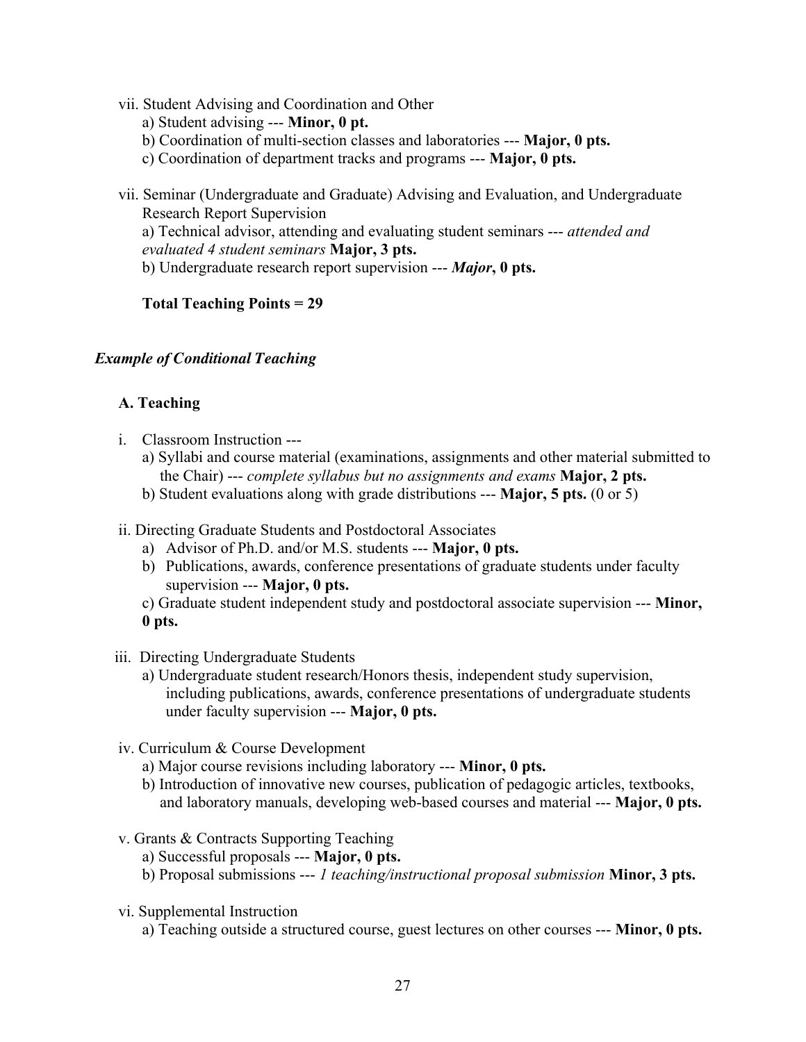vii. Student Advising and Coordination and Other

a) Student advising --- **Minor, 0 pt.**

b) Coordination of multi-section classes and laboratories --- **Major, 0 pts.**

c) Coordination of department tracks and programs --- **Major, 0 pts.**

vii. Seminar (Undergraduate and Graduate) Advising and Evaluation, and Undergraduate Research Report Supervision

a) Technical advisor, attending and evaluating student seminars --- *attended and evaluated 4 student seminars* **Major, 3 pts.**

b) Undergraduate research report supervision --- ***Major*, 0 pts.**

**Total Teaching Points = 29**

***Example of Conditional Teaching***

**A. Teaching**

i. Classroom Instruction ---

a) Syllabi and course material (examinations, assignments and other material submitted to the Chair) --- *complete syllabus but no assignments and exams* **Major, 2 pts.**

b) Student evaluations along with grade distributions --- **Major, 5 pts.** (0 or 5)

ii. Directing Graduate Students and Postdoctoral Associates

a) Advisor of Ph.D. and/or M.S. students --- **Major, 0 pts.**

b) Publications, awards, conference presentations of graduate students under faculty supervision --- **Major, 0 pts.**

c) Graduate student independent study and postdoctoral associate supervision --- **Minor, 0 pts.**

iii. Directing Undergraduate Students

a) Undergraduate student research/Honors thesis, independent study supervision, including publications, awards, conference presentations of undergraduate students under faculty supervision --- **Major, 0 pts.**

iv. Curriculum & Course Development

a) Major course revisions including laboratory --- **Minor, 0 pts.**

b) Introduction of innovative new courses, publication of pedagogic articles, textbooks, and laboratory manuals, developing web-based courses and material --- **Major, 0 pts.**

v. Grants & Contracts Supporting Teaching

a) Successful proposals --- **Major, 0 pts.**

b) Proposal submissions --- *1 teaching/instructional proposal submission* **Minor, 3 pts.**

vi. Supplemental Instruction

a) Teaching outside a structured course, guest lectures on other courses --- **Minor, 0 pts.**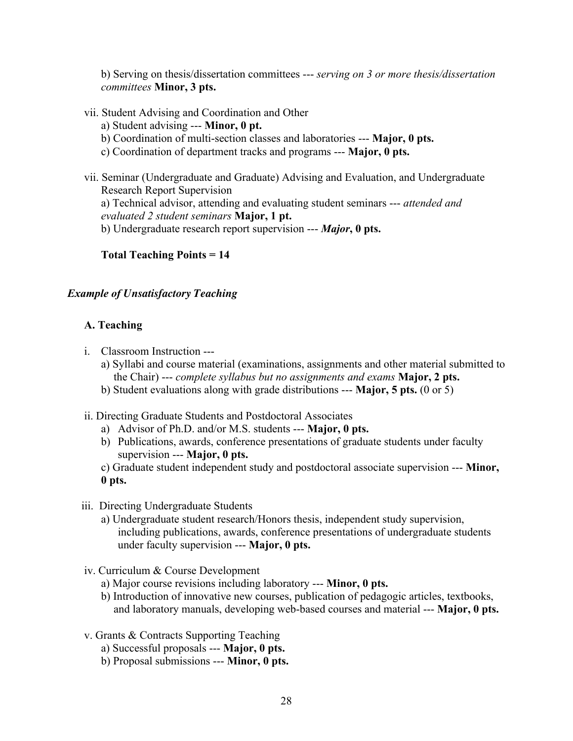b) Serving on thesis/dissertation committees --- *serving on 3 or more thesis/dissertation committees* **Minor, 3 pts.**

vii. Student Advising and Coordination and Other

a) Student advising --- **Minor, 0 pt.**
b) Coordination of multi-section classes and laboratories --- **Major, 0 pts.**
c) Coordination of department tracks and programs --- **Major, 0 pts.**

vii. Seminar (Undergraduate and Graduate) Advising and Evaluation, and Undergraduate Research Report Supervision

a) Technical advisor, attending and evaluating student seminars --- *attended and evaluated 2 student seminars* **Major, 1 pt.**
b) Undergraduate research report supervision --- ***Major*, 0 pts.**

**Total Teaching Points = 14**

### *Example of Unsatisfactory Teaching*

**A. Teaching**

i. Classroom Instruction ---

a) Syllabi and course material (examinations, assignments and other material submitted to the Chair) --- *complete syllabus but no assignments and exams* **Major, 2 pts.**
b) Student evaluations along with grade distributions --- **Major, 5 pts.** (0 or 5)

ii. Directing Graduate Students and Postdoctoral Associates

a) Advisor of Ph.D. and/or M.S. students --- **Major, 0 pts.**
b) Publications, awards, conference presentations of graduate students under faculty supervision --- **Major, 0 pts.**
c) Graduate student independent study and postdoctoral associate supervision --- **Minor, 0 pts.**

iii. Directing Undergraduate Students

a) Undergraduate student research/Honors thesis, independent study supervision, including publications, awards, conference presentations of undergraduate students under faculty supervision --- **Major, 0 pts.**

iv. Curriculum & Course Development

a) Major course revisions including laboratory --- **Minor, 0 pts.**
b) Introduction of innovative new courses, publication of pedagogic articles, textbooks, and laboratory manuals, developing web-based courses and material --- **Major, 0 pts.**

v. Grants & Contracts Supporting Teaching

a) Successful proposals --- **Major, 0 pts.**
b) Proposal submissions --- **Minor, 0 pts.**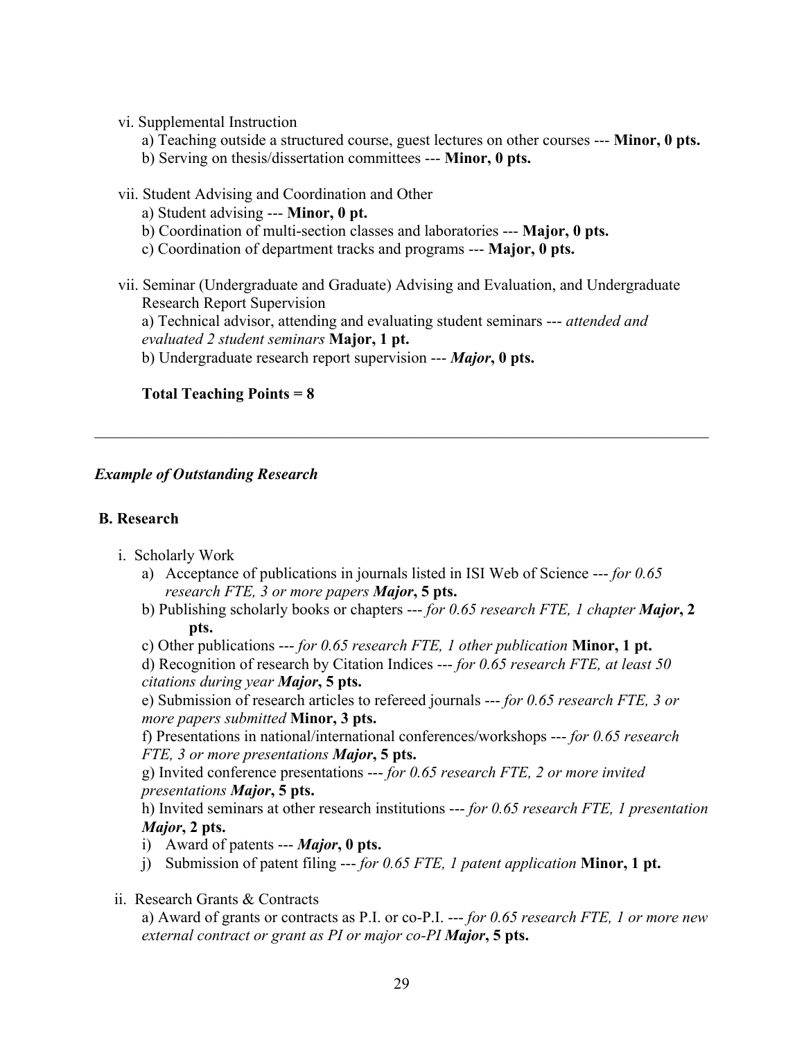vi. Supplemental Instruction

a) Teaching outside a structured course, guest lectures on other courses --- **Minor, 0 pts.**

b) Serving on thesis/dissertation committees --- **Minor, 0 pts.**

vii. Student Advising and Coordination and Other

a) Student advising --- **Minor, 0 pt.**

b) Coordination of multi-section classes and laboratories --- **Major, 0 pts.**

c) Coordination of department tracks and programs --- **Major, 0 pts.**

vii. Seminar (Undergraduate and Graduate) Advising and Evaluation, and Undergraduate Research Report Supervision

a) Technical advisor, attending and evaluating student seminars --- *attended and evaluated 2 student seminars* **Major, 1 pt.**

b) Undergraduate research report supervision --- ***Major*, 0 pts.**

**Total Teaching Points = 8**

---

***Example of Outstanding Research***

**B. Research**

i. Scholarly Work

a) Acceptance of publications in journals listed in ISI Web of Science --- *for 0.65 research FTE, 3 or more papers* ***Major*, 5 pts.**

b) Publishing scholarly books or chapters --- *for 0.65 research FTE, 1 chapter* ***Major*, 2 pts.**

c) Other publications --- *for 0.65 research FTE, 1 other publication* **Minor, 1 pt.**

d) Recognition of research by Citation Indices --- *for 0.65 research FTE, at least 50 citations during year* ***Major*, 5 pts.**

e) Submission of research articles to refereed journals --- *for 0.65 research FTE, 3 or more papers submitted* **Minor, 3 pts.**

f) Presentations in national/international conferences/workshops --- *for 0.65 research FTE, 3 or more presentations* ***Major*, 5 pts.**

g) Invited conference presentations --- *for 0.65 research FTE, 2 or more invited presentations* ***Major*, 5 pts.**

h) Invited seminars at other research institutions --- *for 0.65 research FTE, 1 presentation* ***Major*, 2 pts.**

i) Award of patents --- ***Major*, 0 pts.**

j) Submission of patent filing --- *for 0.65 FTE, 1 patent application* **Minor, 1 pt.**

ii. Research Grants & Contracts

a) Award of grants or contracts as P.I. or co-P.I. --- *for 0.65 research FTE, 1 or more new external contract or grant as PI or major co-PI* ***Major*, 5 pts.**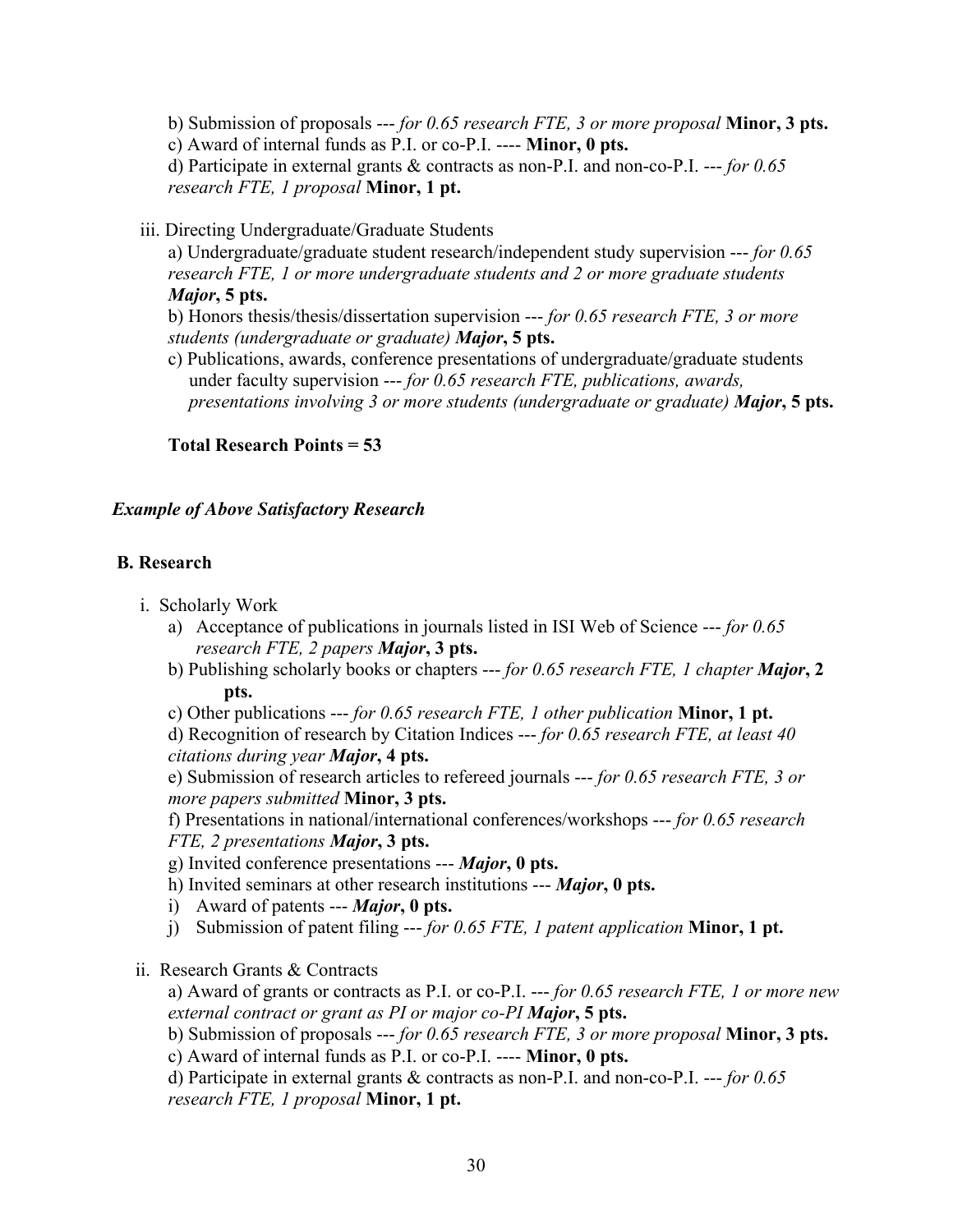b) Submission of proposals --- *for 0.65 research FTE, 3 or more proposal* **Minor, 3 pts.**

c) Award of internal funds as P.I. or co-P.I. ---- **Minor, 0 pts.**

d) Participate in external grants & contracts as non-P.I. and non-co-P.I. --- *for 0.65 research FTE, 1 proposal* **Minor, 1 pt.**

iii. Directing Undergraduate/Graduate Students

a) Undergraduate/graduate student research/independent study supervision --- *for 0.65 research FTE, 1 or more undergraduate students and 2 or more graduate students* ***Major*****, 5 pts.**

b) Honors thesis/thesis/dissertation supervision --- *for 0.65 research FTE, 3 or more students (undergraduate or graduate)* ***Major*****, 5 pts.**

c) Publications, awards, conference presentations of undergraduate/graduate students under faculty supervision --- *for 0.65 research FTE, publications, awards, presentations involving 3 or more students (undergraduate or graduate)* ***Major*****, 5 pts.**

**Total Research Points = 53**

***Example of Above Satisfactory Research***

**B. Research**

i. Scholarly Work

a) Acceptance of publications in journals listed in ISI Web of Science --- *for 0.65 research FTE, 2 papers* ***Major*****, 3 pts.**

b) Publishing scholarly books or chapters --- *for 0.65 research FTE, 1 chapter* ***Major*****, 2 pts.**

c) Other publications --- *for 0.65 research FTE, 1 other publication* **Minor, 1 pt.**

d) Recognition of research by Citation Indices --- *for 0.65 research FTE, at least 40 citations during year* ***Major*****, 4 pts.**

e) Submission of research articles to refereed journals --- *for 0.65 research FTE, 3 or more papers submitted* **Minor, 3 pts.**

f) Presentations in national/international conferences/workshops --- *for 0.65 research FTE, 2 presentations* ***Major*****, 3 pts.**

g) Invited conference presentations --- ***Major*****, 0 pts.**

h) Invited seminars at other research institutions --- ***Major*****, 0 pts.**

i) Award of patents --- ***Major*****, 0 pts.**

j) Submission of patent filing --- *for 0.65 FTE, 1 patent application* **Minor, 1 pt.**

ii. Research Grants & Contracts

a) Award of grants or contracts as P.I. or co-P.I. --- *for 0.65 research FTE, 1 or more new external contract or grant as PI or major co-PI* ***Major*****, 5 pts.**

b) Submission of proposals --- *for 0.65 research FTE, 3 or more proposal* **Minor, 3 pts.**

c) Award of internal funds as P.I. or co-P.I. ---- **Minor, 0 pts.**

d) Participate in external grants & contracts as non-P.I. and non-co-P.I. --- *for 0.65 research FTE, 1 proposal* **Minor, 1 pt.**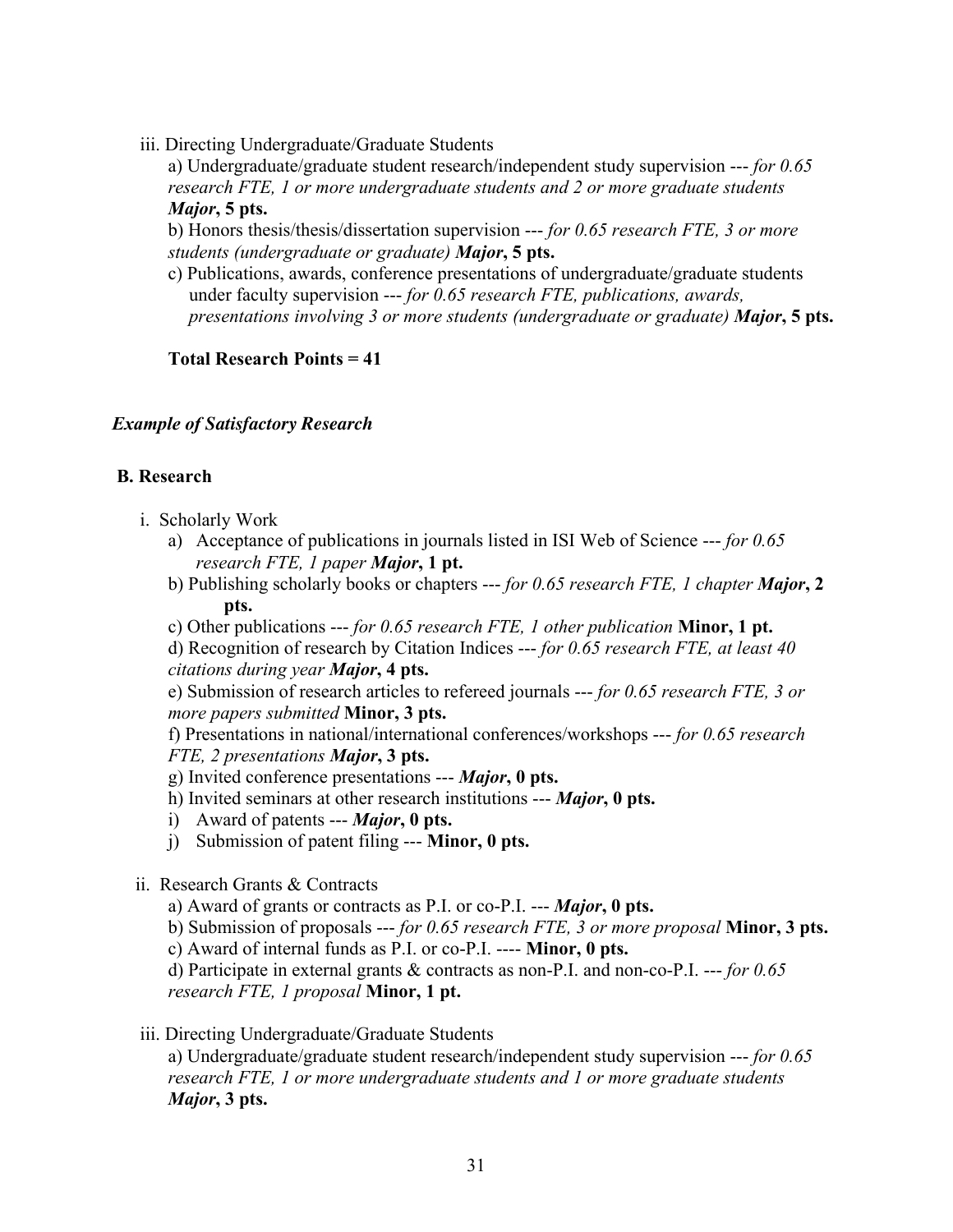iii. Directing Undergraduate/Graduate Students

a) Undergraduate/graduate student research/independent study supervision --- *for 0.65 research FTE, 1 or more undergraduate students and 2 or more graduate students* ***Major*****, 5 pts.**

b) Honors thesis/thesis/dissertation supervision --- *for 0.65 research FTE, 3 or more students (undergraduate or graduate)* ***Major*****, 5 pts.**

c) Publications, awards, conference presentations of undergraduate/graduate students under faculty supervision --- *for 0.65 research FTE, publications, awards, presentations involving 3 or more students (undergraduate or graduate)* ***Major*****, 5 pts.**

**Total Research Points = 41**

***Example of Satisfactory Research***

**B. Research**

i. Scholarly Work

a) Acceptance of publications in journals listed in ISI Web of Science --- *for 0.65 research FTE, 1 paper* ***Major*****, 1 pt.**

b) Publishing scholarly books or chapters --- *for 0.65 research FTE, 1 chapter* ***Major*****, 2 pts.**

c) Other publications --- *for 0.65 research FTE, 1 other publication* **Minor, 1 pt.**

d) Recognition of research by Citation Indices --- *for 0.65 research FTE, at least 40 citations during year* ***Major*****, 4 pts.**

e) Submission of research articles to refereed journals --- *for 0.65 research FTE, 3 or more papers submitted* **Minor, 3 pts.**

f) Presentations in national/international conferences/workshops --- *for 0.65 research FTE, 2 presentations* ***Major*****, 3 pts.**

g) Invited conference presentations --- ***Major*****, 0 pts.**

h) Invited seminars at other research institutions --- ***Major*****, 0 pts.**

i) Award of patents --- ***Major*****, 0 pts.**

j) Submission of patent filing --- **Minor, 0 pts.**

ii. Research Grants & Contracts

a) Award of grants or contracts as P.I. or co-P.I. --- ***Major*****, 0 pts.**

b) Submission of proposals --- *for 0.65 research FTE, 3 or more proposal* **Minor, 3 pts.**

c) Award of internal funds as P.I. or co-P.I. ---- **Minor, 0 pts.**

d) Participate in external grants & contracts as non-P.I. and non-co-P.I. --- *for 0.65 research FTE, 1 proposal* **Minor, 1 pt.**

iii. Directing Undergraduate/Graduate Students

a) Undergraduate/graduate student research/independent study supervision --- *for 0.65 research FTE, 1 or more undergraduate students and 1 or more graduate students* ***Major*****, 3 pts.**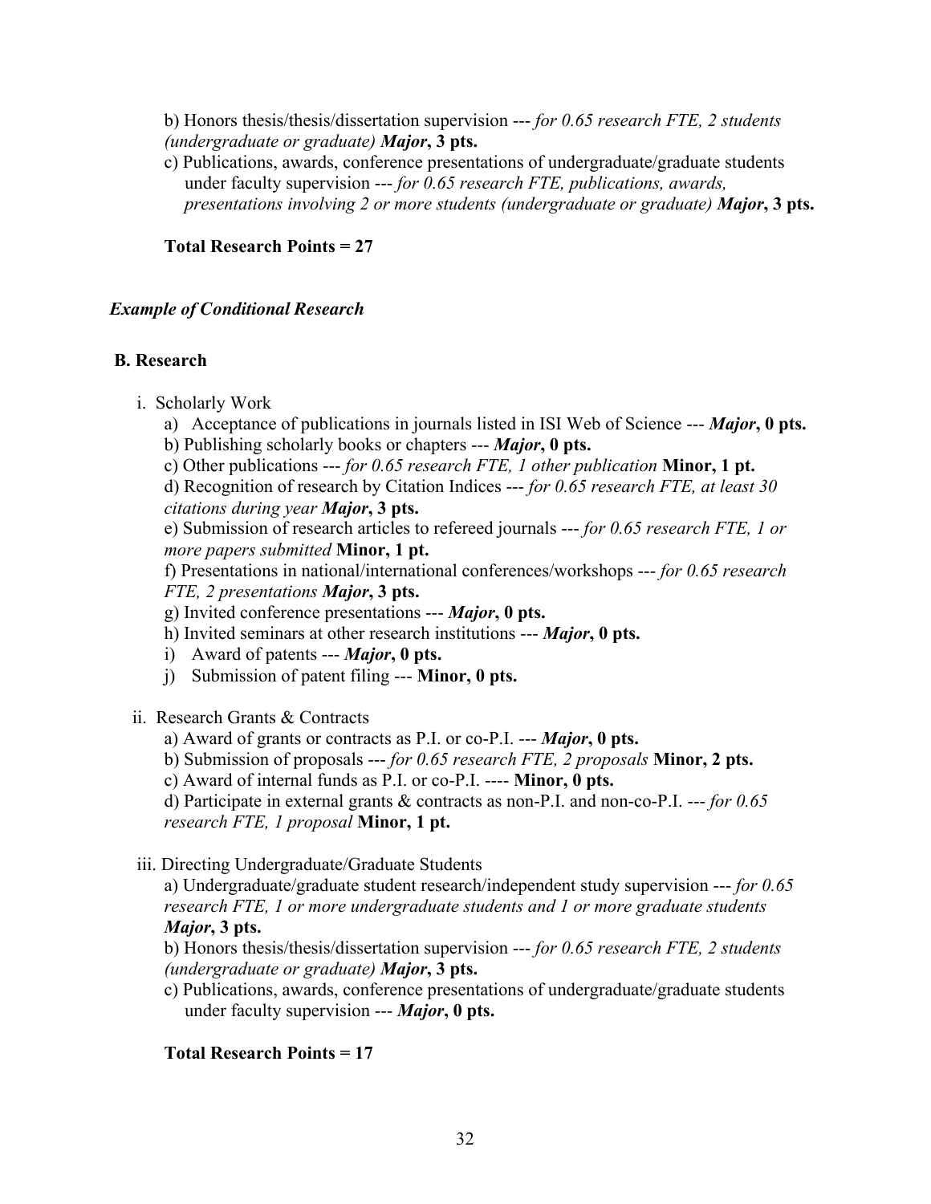b) Honors thesis/thesis/dissertation supervision --- *for 0.65 research FTE, 2 students (undergraduate or graduate)* ***Major*****, 3 pts.**

c) Publications, awards, conference presentations of undergraduate/graduate students under faculty supervision --- *for 0.65 research FTE, publications, awards, presentations involving 2 or more students (undergraduate or graduate)* ***Major*****, 3 pts.**

**Total Research Points = 27**

***Example of Conditional Research***

**B. Research**

i. Scholarly Work

a) Acceptance of publications in journals listed in ISI Web of Science --- ***Major*****, 0 pts.**

b) Publishing scholarly books or chapters --- ***Major*****, 0 pts.**

c) Other publications --- *for 0.65 research FTE, 1 other publication* **Minor, 1 pt.**

d) Recognition of research by Citation Indices --- *for 0.65 research FTE, at least 30 citations during year* ***Major*****, 3 pts.**

e) Submission of research articles to refereed journals --- *for 0.65 research FTE, 1 or more papers submitted* **Minor, 1 pt.**

f) Presentations in national/international conferences/workshops --- *for 0.65 research FTE, 2 presentations* ***Major*****, 3 pts.**

g) Invited conference presentations --- ***Major*****, 0 pts.**

h) Invited seminars at other research institutions --- ***Major*****, 0 pts.**

i) Award of patents --- ***Major*****, 0 pts.**

j) Submission of patent filing --- **Minor, 0 pts.**

ii. Research Grants & Contracts

a) Award of grants or contracts as P.I. or co-P.I. --- ***Major*****, 0 pts.**

b) Submission of proposals --- *for 0.65 research FTE, 2 proposals* **Minor, 2 pts.**

c) Award of internal funds as P.I. or co-P.I. ---- **Minor, 0 pts.**

d) Participate in external grants & contracts as non-P.I. and non-co-P.I. --- *for 0.65 research FTE, 1 proposal* **Minor, 1 pt.**

iii. Directing Undergraduate/Graduate Students

a) Undergraduate/graduate student research/independent study supervision --- *for 0.65 research FTE, 1 or more undergraduate students and 1 or more graduate students* ***Major*****, 3 pts.**

b) Honors thesis/thesis/dissertation supervision --- *for 0.65 research FTE, 2 students (undergraduate or graduate)* ***Major*****, 3 pts.**

c) Publications, awards, conference presentations of undergraduate/graduate students under faculty supervision --- ***Major*****, 0 pts.**

**Total Research Points = 17**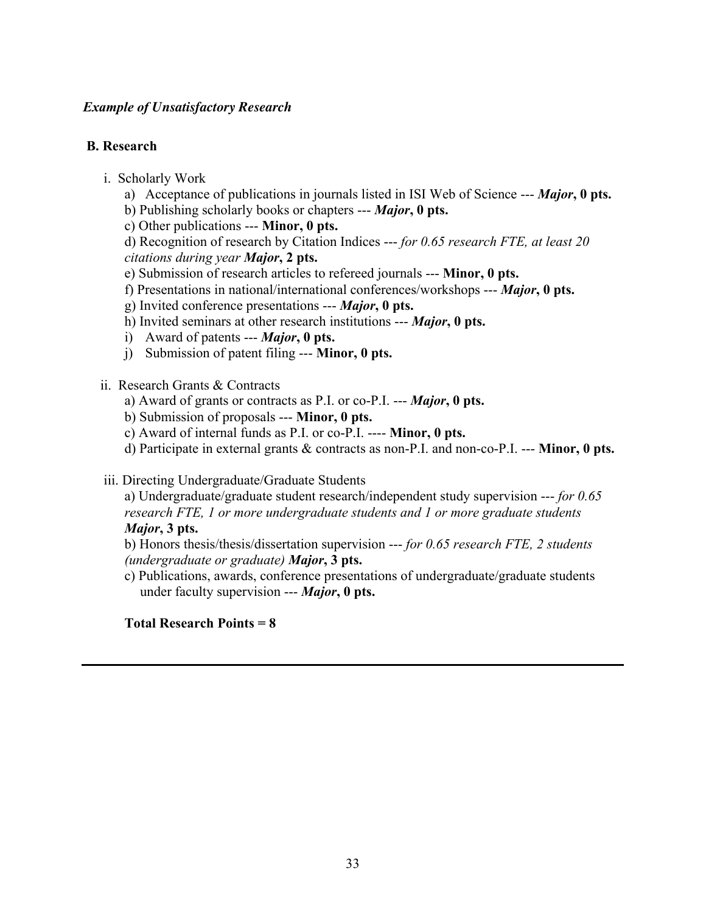***Example of Unsatisfactory Research***

**B. Research**

i. Scholarly Work

a) Acceptance of publications in journals listed in ISI Web of Science --- ***Major*, 0 pts.**

b) Publishing scholarly books or chapters --- ***Major*, 0 pts.**

c) Other publications --- **Minor, 0 pts.**

d) Recognition of research by Citation Indices --- *for 0.65 research FTE, at least 20 citations during year* ***Major*, 2 pts.**

e) Submission of research articles to refereed journals --- **Minor, 0 pts.**

f) Presentations in national/international conferences/workshops --- ***Major*, 0 pts.**

g) Invited conference presentations --- ***Major*, 0 pts.**

h) Invited seminars at other research institutions --- ***Major*, 0 pts.**

i) Award of patents --- ***Major*, 0 pts.**

j) Submission of patent filing --- **Minor, 0 pts.**

ii. Research Grants & Contracts

a) Award of grants or contracts as P.I. or co-P.I. --- ***Major*, 0 pts.**

b) Submission of proposals --- **Minor, 0 pts.**

c) Award of internal funds as P.I. or co-P.I. ---- **Minor, 0 pts.**

d) Participate in external grants & contracts as non-P.I. and non-co-P.I. --- **Minor, 0 pts.**

iii. Directing Undergraduate/Graduate Students

a) Undergraduate/graduate student research/independent study supervision --- *for 0.65 research FTE, 1 or more undergraduate students and 1 or more graduate students* ***Major*, 3 pts.**

b) Honors thesis/thesis/dissertation supervision --- *for 0.65 research FTE, 2 students (undergraduate or graduate)* ***Major*, 3 pts.**

c) Publications, awards, conference presentations of undergraduate/graduate students under faculty supervision --- ***Major*, 0 pts.**

**Total Research Points = 8**

---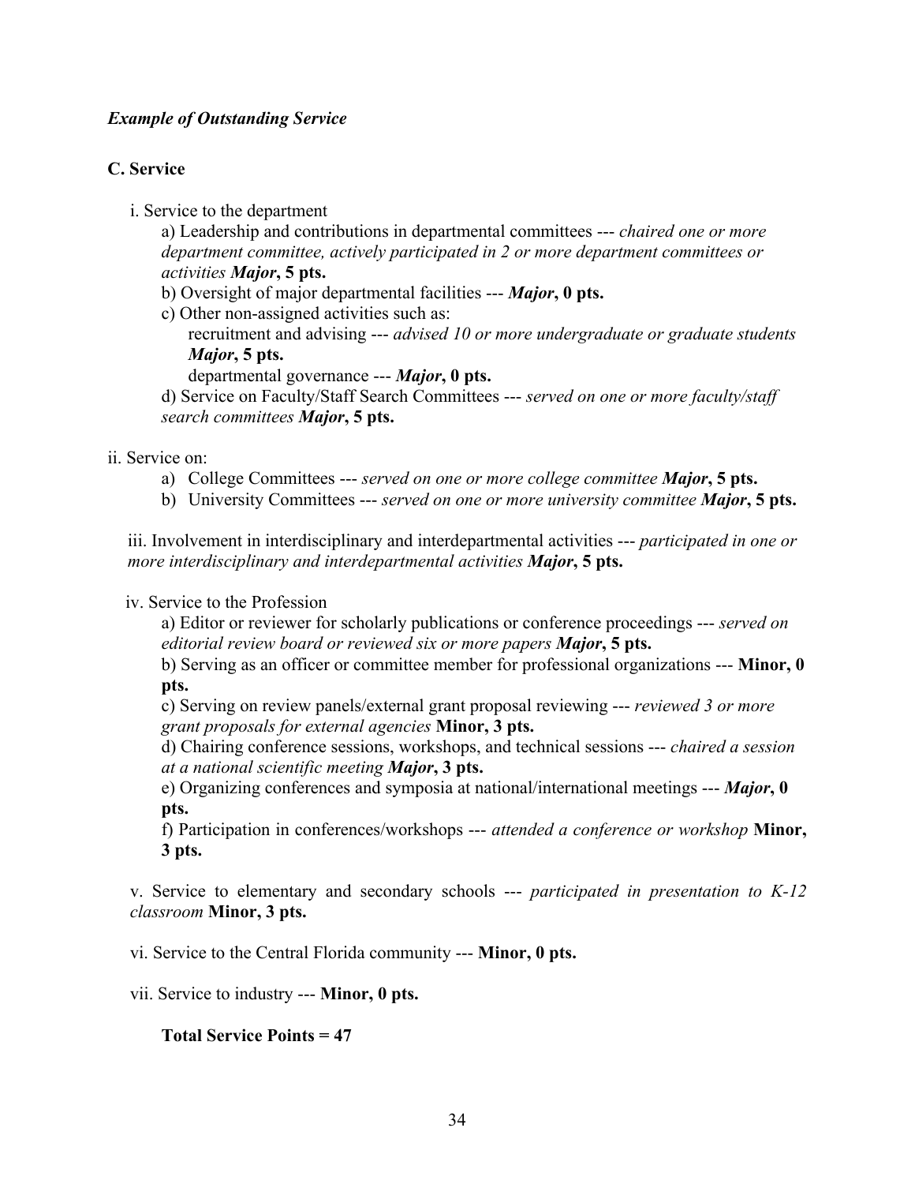***Example of Outstanding Service***

**C. Service**

i. Service to the department

a) Leadership and contributions in departmental committees --- *chaired one or more department committee, actively participated in 2 or more department committees or activities* ***Major*****, 5 pts.**

b) Oversight of major departmental facilities --- ***Major*****, 0 pts.**

c) Other non-assigned activities such as:

recruitment and advising --- *advised 10 or more undergraduate or graduate students* ***Major*****, 5 pts.**

departmental governance --- ***Major*****, 0 pts.**

d) Service on Faculty/Staff Search Committees --- *served on one or more faculty/staff search committees* ***Major*****, 5 pts.**

ii. Service on:

a) College Committees --- *served on one or more college committee* ***Major*****, 5 pts.**
b) University Committees --- *served on one or more university committee* ***Major*****, 5 pts.**

iii. Involvement in interdisciplinary and interdepartmental activities --- *participated in one or more interdisciplinary and interdepartmental activities* ***Major*****, 5 pts.**

iv. Service to the Profession

a) Editor or reviewer for scholarly publications or conference proceedings --- *served on editorial review board or reviewed six or more papers* ***Major*****, 5 pts.**

b) Serving as an officer or committee member for professional organizations --- **Minor, 0 pts.**

c) Serving on review panels/external grant proposal reviewing --- *reviewed 3 or more grant proposals for external agencies* **Minor, 3 pts.**

d) Chairing conference sessions, workshops, and technical sessions --- *chaired a session at a national scientific meeting* ***Major*****, 3 pts.**

e) Organizing conferences and symposia at national/international meetings --- ***Major*****, 0 pts.**

f) Participation in conferences/workshops --- *attended a conference or workshop* **Minor, 3 pts.**

v. Service to elementary and secondary schools --- *participated in presentation to K-12 classroom* **Minor, 3 pts.**

vi. Service to the Central Florida community --- **Minor, 0 pts.**

vii. Service to industry --- **Minor, 0 pts.**

**Total Service Points = 47**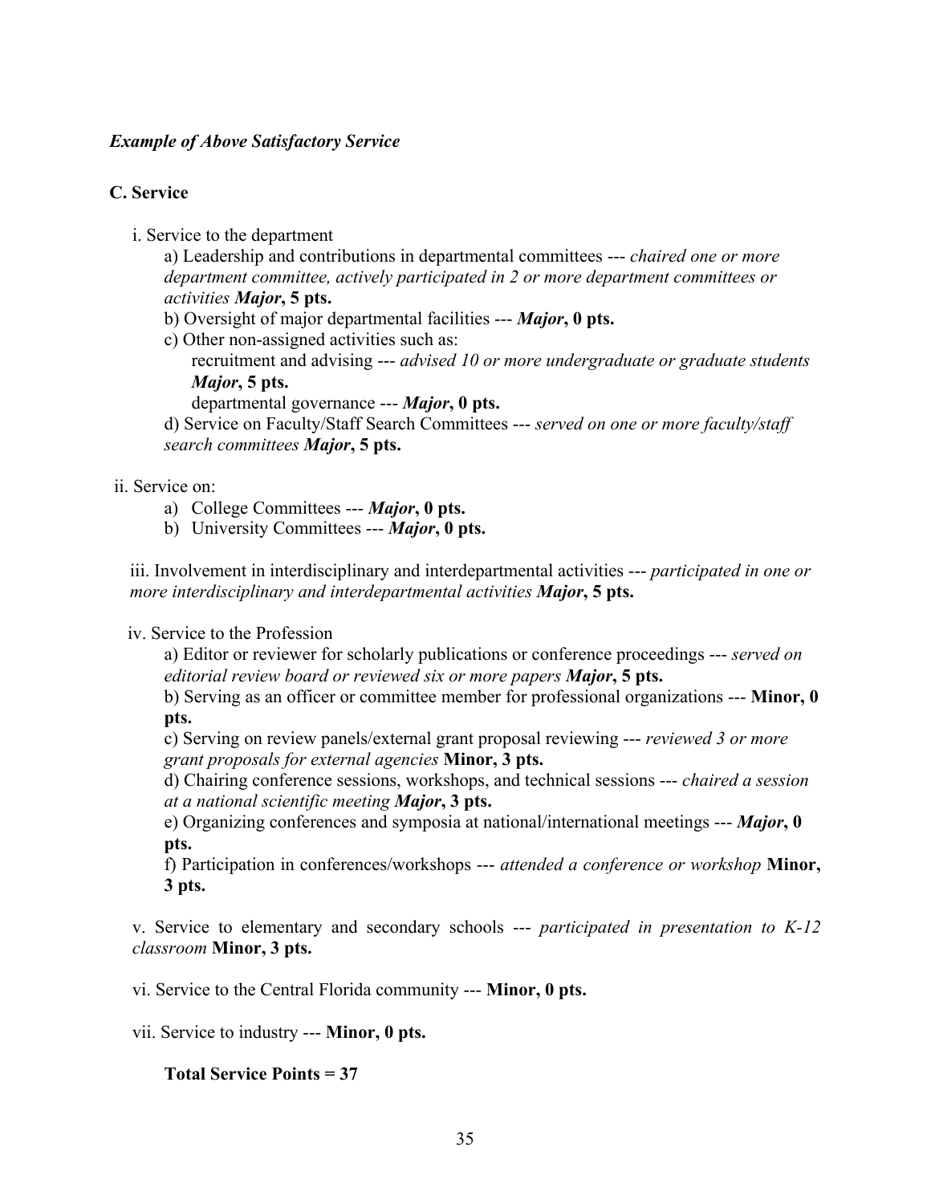***Example of Above Satisfactory Service***

**C. Service**

i. Service to the department

a) Leadership and contributions in departmental committees --- *chaired one or more department committee, actively participated in 2 or more department committees or activities* ***Major*****, 5 pts.**

b) Oversight of major departmental facilities --- ***Major*****, 0 pts.**

c) Other non-assigned activities such as:

recruitment and advising --- *advised 10 or more undergraduate or graduate students* ***Major*****, 5 pts.**

departmental governance --- ***Major*****, 0 pts.**

d) Service on Faculty/Staff Search Committees --- *served on one or more faculty/staff search committees* ***Major*****, 5 pts.**

ii. Service on:

a) College Committees --- ***Major*****, 0 pts.**
b) University Committees --- ***Major*****, 0 pts.**

iii. Involvement in interdisciplinary and interdepartmental activities --- *participated in one or more interdisciplinary and interdepartmental activities* ***Major*****, 5 pts.**

iv. Service to the Profession

a) Editor or reviewer for scholarly publications or conference proceedings --- *served on editorial review board or reviewed six or more papers* ***Major*****, 5 pts.**

b) Serving as an officer or committee member for professional organizations --- **Minor, 0 pts.**

c) Serving on review panels/external grant proposal reviewing --- *reviewed 3 or more grant proposals for external agencies* **Minor, 3 pts.**

d) Chairing conference sessions, workshops, and technical sessions --- *chaired a session at a national scientific meeting* ***Major*****, 3 pts.**

e) Organizing conferences and symposia at national/international meetings --- ***Major*****, 0 pts.**

f) Participation in conferences/workshops --- *attended a conference or workshop* **Minor, 3 pts.**

v. Service to elementary and secondary schools --- *participated in presentation to K-12 classroom* **Minor, 3 pts.**

vi. Service to the Central Florida community --- **Minor, 0 pts.**

vii. Service to industry --- **Minor, 0 pts.**

**Total Service Points = 37**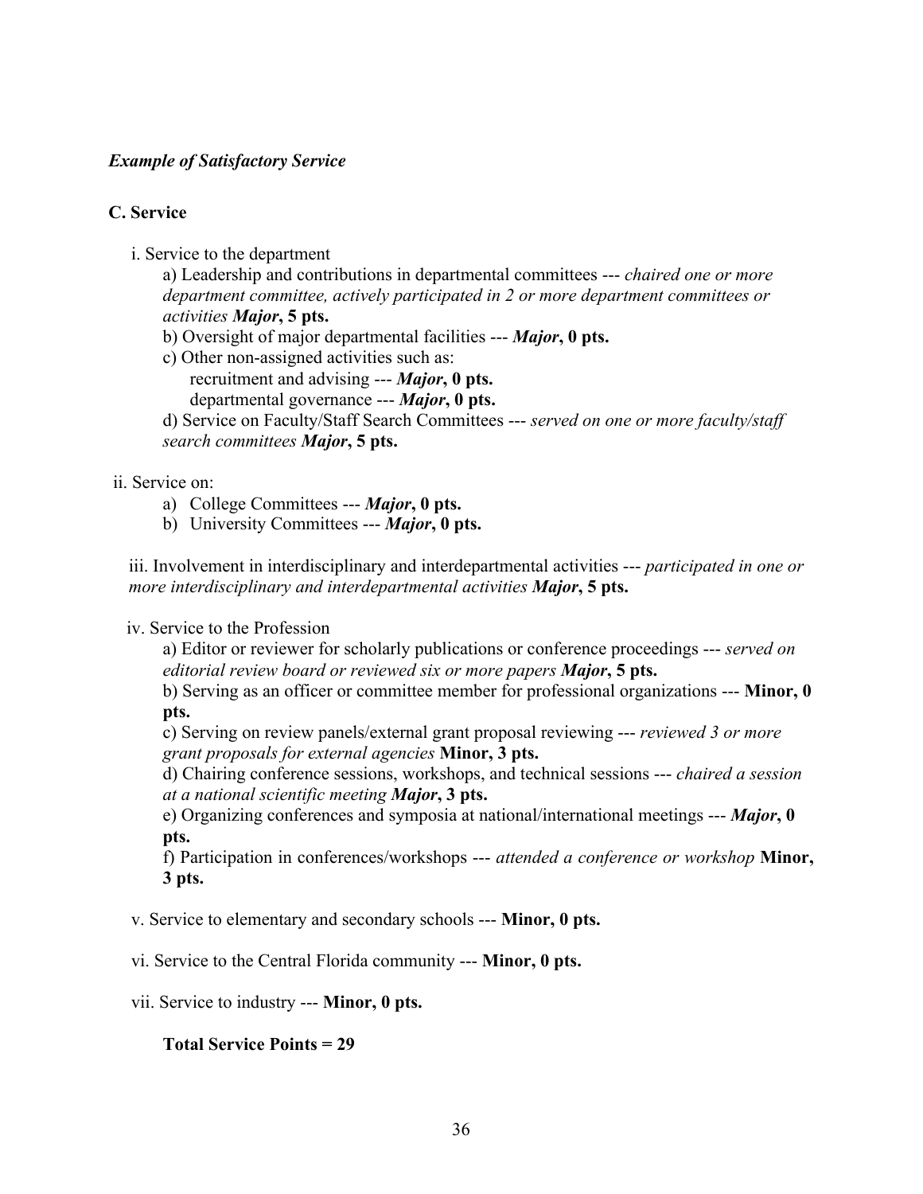***Example of Satisfactory Service***

**C. Service**

i. Service to the department

a) Leadership and contributions in departmental committees --- *chaired one or more department committee, actively participated in 2 or more department committees or activities* ***Major*****, 5 pts.**

b) Oversight of major departmental facilities --- ***Major*****, 0 pts.**

c) Other non-assigned activities such as:

recruitment and advising --- ***Major*****, 0 pts.**

departmental governance --- ***Major*****, 0 pts.**

d) Service on Faculty/Staff Search Committees --- *served on one or more faculty/staff search committees* ***Major*****, 5 pts.**

ii. Service on:

a) College Committees --- ***Major*****, 0 pts.**
b) University Committees --- ***Major*****, 0 pts.**

iii. Involvement in interdisciplinary and interdepartmental activities --- *participated in one or more interdisciplinary and interdepartmental activities* ***Major*****, 5 pts.**

iv. Service to the Profession

a) Editor or reviewer for scholarly publications or conference proceedings --- *served on editorial review board or reviewed six or more papers* ***Major*****, 5 pts.**

b) Serving as an officer or committee member for professional organizations --- **Minor, 0 pts.**

c) Serving on review panels/external grant proposal reviewing --- *reviewed 3 or more grant proposals for external agencies* **Minor, 3 pts.**

d) Chairing conference sessions, workshops, and technical sessions --- *chaired a session at a national scientific meeting* ***Major*****, 3 pts.**

e) Organizing conferences and symposia at national/international meetings --- ***Major*****, 0 pts.**

f) Participation in conferences/workshops --- *attended a conference or workshop* **Minor, 3 pts.**

v. Service to elementary and secondary schools --- **Minor, 0 pts.**

vi. Service to the Central Florida community --- **Minor, 0 pts.**

vii. Service to industry --- **Minor, 0 pts.**

**Total Service Points = 29**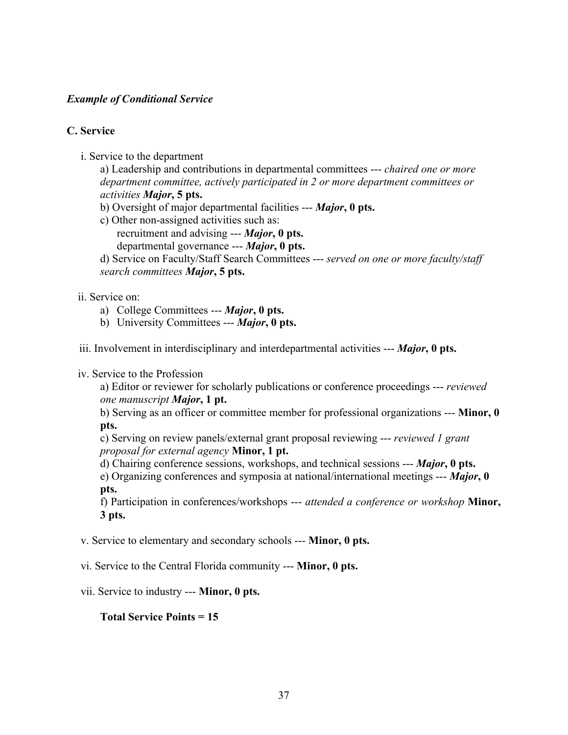***Example of Conditional Service***

**C. Service**

i. Service to the department

a) Leadership and contributions in departmental committees --- *chaired one or more department committee, actively participated in 2 or more department committees or activities* ***Major*****, 5 pts.**

b) Oversight of major departmental facilities --- ***Major*****, 0 pts.**

c) Other non-assigned activities such as:

recruitment and advising --- ***Major*****, 0 pts.**

departmental governance --- ***Major*****, 0 pts.**

d) Service on Faculty/Staff Search Committees --- *served on one or more faculty/staff search committees* ***Major*****, 5 pts.**

ii. Service on:

a) College Committees --- ***Major*****, 0 pts.**
b) University Committees --- ***Major*****, 0 pts.**

iii. Involvement in interdisciplinary and interdepartmental activities --- ***Major*****, 0 pts.**

iv. Service to the Profession

a) Editor or reviewer for scholarly publications or conference proceedings --- *reviewed one manuscript* ***Major*****, 1 pt.**

b) Serving as an officer or committee member for professional organizations --- **Minor, 0 pts.**

c) Serving on review panels/external grant proposal reviewing --- *reviewed 1 grant proposal for external agency* **Minor, 1 pt.**

d) Chairing conference sessions, workshops, and technical sessions --- ***Major*****, 0 pts.**

e) Organizing conferences and symposia at national/international meetings --- ***Major*****, 0 pts.**

f) Participation in conferences/workshops --- *attended a conference or workshop* **Minor, 3 pts.**

v. Service to elementary and secondary schools --- **Minor, 0 pts.**

vi. Service to the Central Florida community --- **Minor, 0 pts.**

vii. Service to industry --- **Minor, 0 pts.**

**Total Service Points = 15**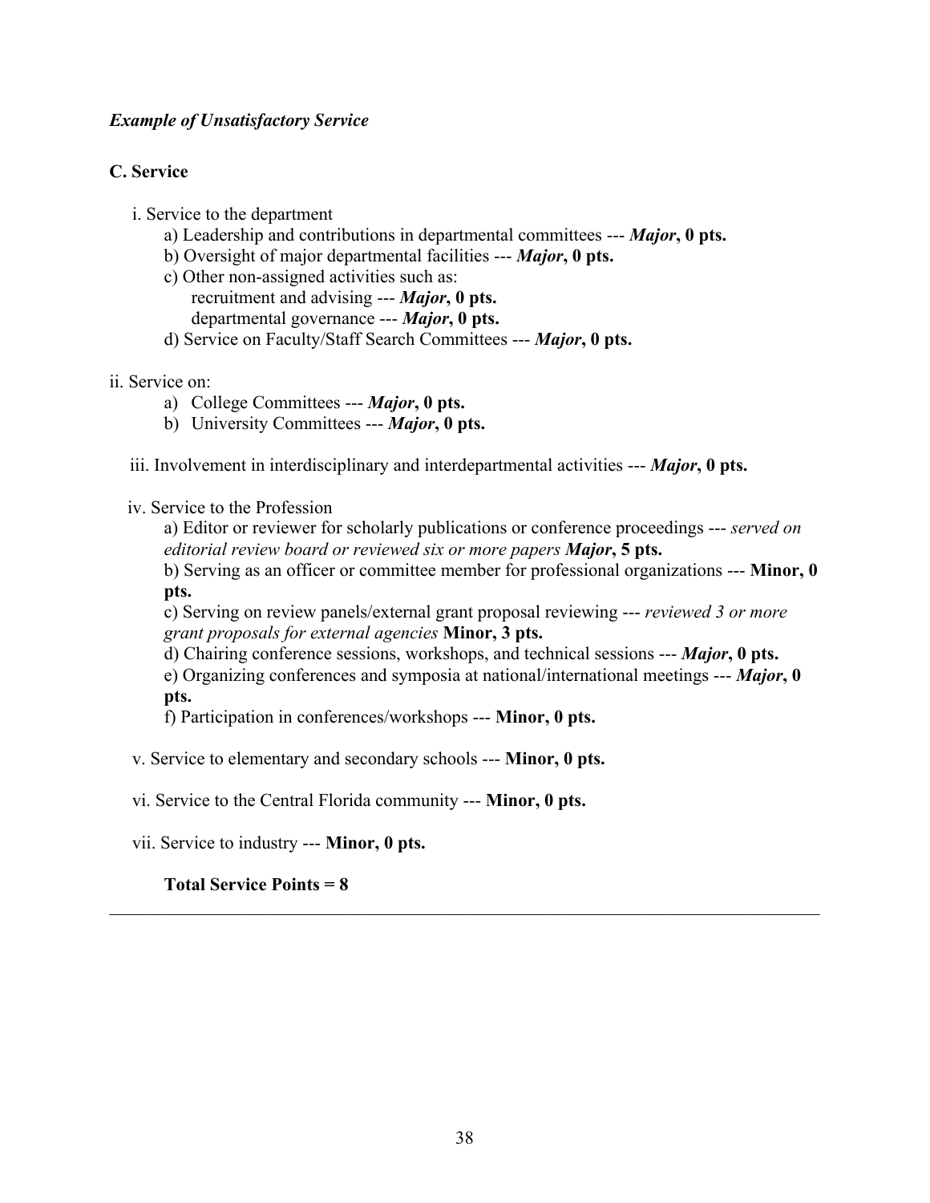*Example of Unsatisfactory Service*

**C. Service**

i. Service to the department

a) Leadership and contributions in departmental committees --- ***Major*, 0 pts.**

b) Oversight of major departmental facilities --- ***Major*, 0 pts.**

c) Other non-assigned activities such as:

recruitment and advising --- ***Major*, 0 pts.**

departmental governance --- ***Major*, 0 pts.**

d) Service on Faculty/Staff Search Committees --- ***Major*, 0 pts.**

ii. Service on:

a) College Committees --- ***Major*, 0 pts.**

b) University Committees --- ***Major*, 0 pts.**

iii. Involvement in interdisciplinary and interdepartmental activities --- ***Major*, 0 pts.**

iv. Service to the Profession

a) Editor or reviewer for scholarly publications or conference proceedings --- *served on editorial review board or reviewed six or more papers* ***Major*, 5 pts.**

b) Serving as an officer or committee member for professional organizations --- **Minor, 0 pts.**

c) Serving on review panels/external grant proposal reviewing --- *reviewed 3 or more grant proposals for external agencies* **Minor, 3 pts.**

d) Chairing conference sessions, workshops, and technical sessions --- ***Major*, 0 pts.**

e) Organizing conferences and symposia at national/international meetings --- ***Major*, 0 pts.**

f) Participation in conferences/workshops --- **Minor, 0 pts.**

v. Service to elementary and secondary schools --- **Minor, 0 pts.**

vi. Service to the Central Florida community --- **Minor, 0 pts.**

vii. Service to industry --- **Minor, 0 pts.**

**Total Service Points = 8**

---